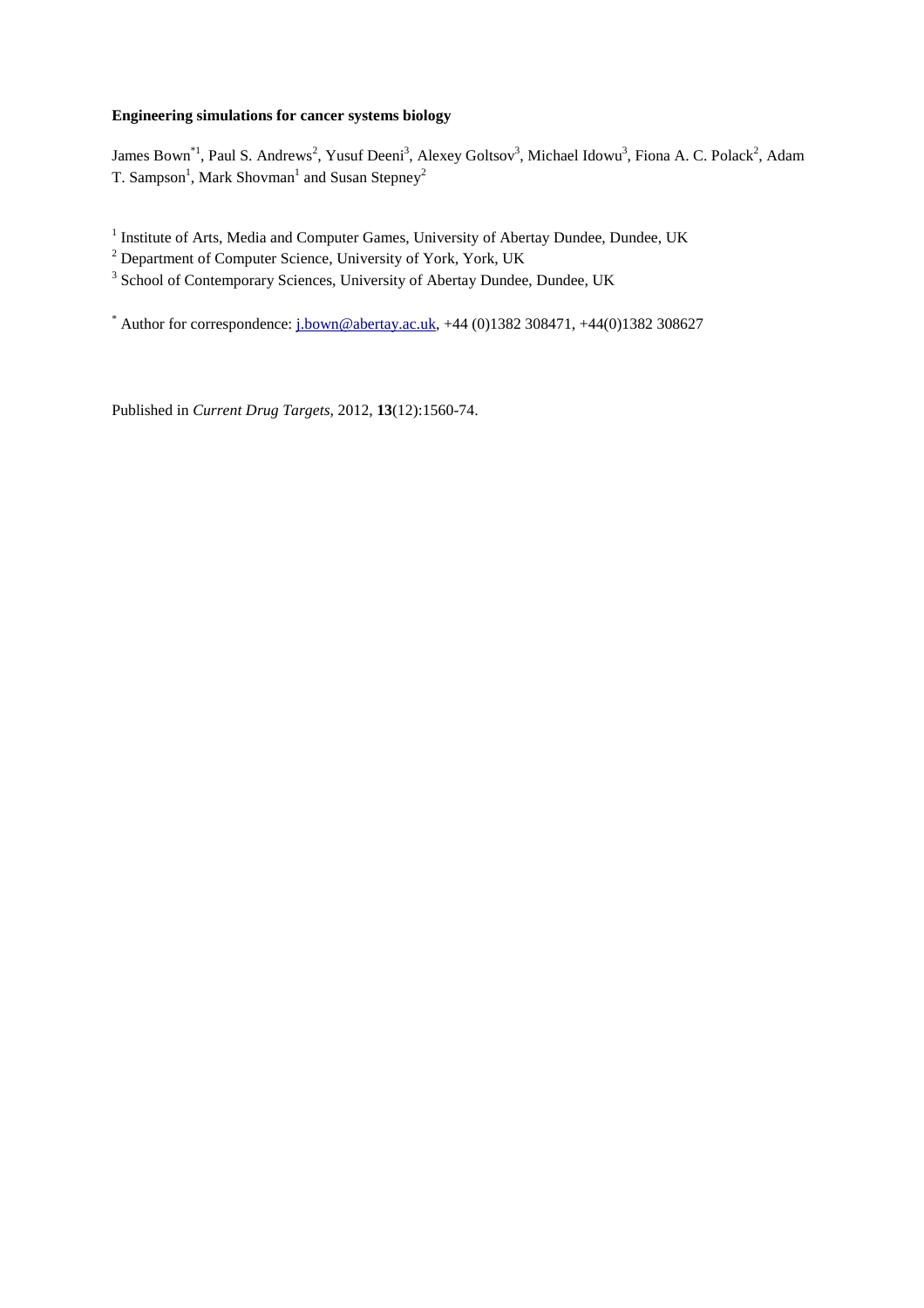**Engineering simulations for cancer systems biology**

James Bown[*1], Paul S. Andrews[2], Yusuf Deeni[3], Alexey Goltsov[3], Michael Idowu[3], Fiona A. C. Polack[2], Adam T. Sampson[1], Mark Shovman[1] and Susan Stepney[2]

[1] Institute of Arts, Media and Computer Games, University of Abertay Dundee, Dundee, UK

[2] Department of Computer Science, University of York, York, UK

[3] School of Contemporary Sciences, University of Abertay Dundee, Dundee, UK

[*] Author for correspondence: j.bown@abertay.ac.uk, +44 (0)1382 308471, +44(0)1382 308627

Published in *Current Drug Targets*, 2012, **13**(12):1560-74.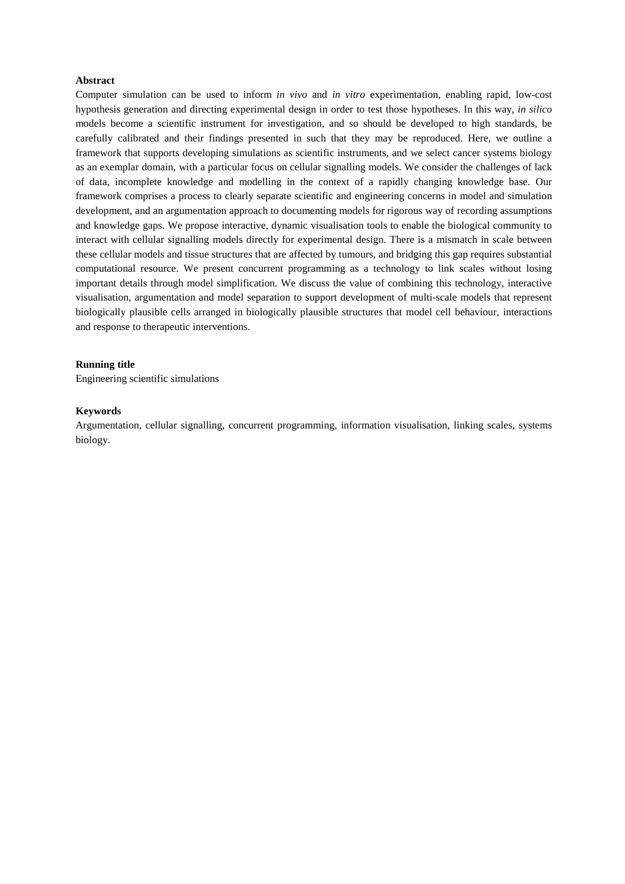**Abstract**

Computer simulation can be used to inform *in vivo* and *in vitro* experimentation, enabling rapid, low-cost hypothesis generation and directing experimental design in order to test those hypotheses. In this way, *in silico* models become a scientific instrument for investigation, and so should be developed to high standards, be carefully calibrated and their findings presented in such that they may be reproduced. Here, we outline a framework that supports developing simulations as scientific instruments, and we select cancer systems biology as an exemplar domain, with a particular focus on cellular signalling models. We consider the challenges of lack of data, incomplete knowledge and modelling in the context of a rapidly changing knowledge base. Our framework comprises a process to clearly separate scientific and engineering concerns in model and simulation development, and an argumentation approach to documenting models for rigorous way of recording assumptions and knowledge gaps. We propose interactive, dynamic visualisation tools to enable the biological community to interact with cellular signalling models directly for experimental design. There is a mismatch in scale between these cellular models and tissue structures that are affected by tumours, and bridging this gap requires substantial computational resource. We present concurrent programming as a technology to link scales without losing important details through model simplification. We discuss the value of combining this technology, interactive visualisation, argumentation and model separation to support development of multi-scale models that represent biologically plausible cells arranged in biologically plausible structures that model cell behaviour, interactions and response to therapeutic interventions.

**Running title**

Engineering scientific simulations

**Keywords**

Argumentation, cellular signalling, concurrent programming, information visualisation, linking scales, systems biology.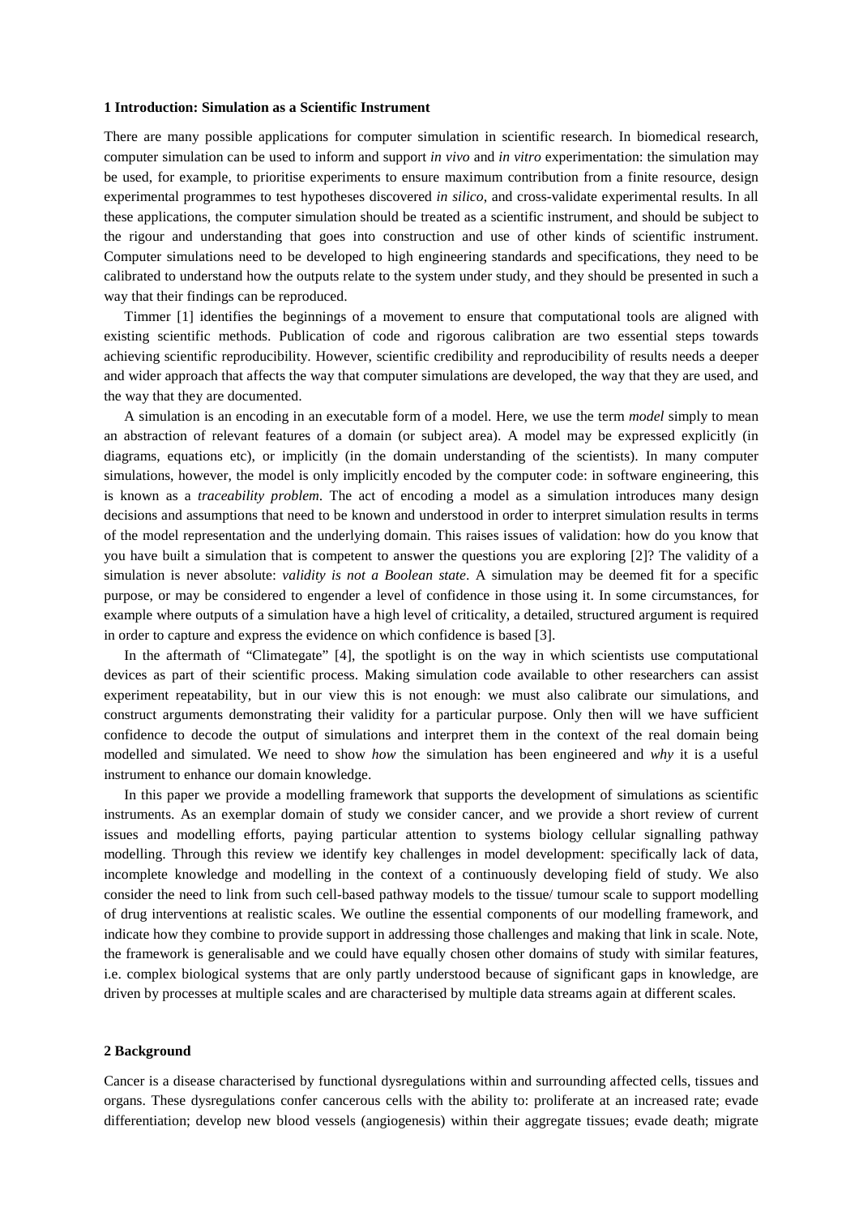## 1 Introduction: Simulation as a Scientific Instrument

There are many possible applications for computer simulation in scientific research. In biomedical research, computer simulation can be used to inform and support *in vivo* and *in vitro* experimentation: the simulation may be used, for example, to prioritise experiments to ensure maximum contribution from a finite resource, design experimental programmes to test hypotheses discovered *in silico*, and cross-validate experimental results. In all these applications, the computer simulation should be treated as a scientific instrument, and should be subject to the rigour and understanding that goes into construction and use of other kinds of scientific instrument. Computer simulations need to be developed to high engineering standards and specifications, they need to be calibrated to understand how the outputs relate to the system under study, and they should be presented in such a way that their findings can be reproduced.

Timmer [1] identifies the beginnings of a movement to ensure that computational tools are aligned with existing scientific methods. Publication of code and rigorous calibration are two essential steps towards achieving scientific reproducibility. However, scientific credibility and reproducibility of results needs a deeper and wider approach that affects the way that computer simulations are developed, the way that they are used, and the way that they are documented.

A simulation is an encoding in an executable form of a model. Here, we use the term *model* simply to mean an abstraction of relevant features of a domain (or subject area). A model may be expressed explicitly (in diagrams, equations etc), or implicitly (in the domain understanding of the scientists). In many computer simulations, however, the model is only implicitly encoded by the computer code: in software engineering, this is known as a *traceability problem*. The act of encoding a model as a simulation introduces many design decisions and assumptions that need to be known and understood in order to interpret simulation results in terms of the model representation and the underlying domain. This raises issues of validation: how do you know that you have built a simulation that is competent to answer the questions you are exploring [2]? The validity of a simulation is never absolute: *validity is not a Boolean state*. A simulation may be deemed fit for a specific purpose, or may be considered to engender a level of confidence in those using it. In some circumstances, for example where outputs of a simulation have a high level of criticality, a detailed, structured argument is required in order to capture and express the evidence on which confidence is based [3].

In the aftermath of "Climategate" [4], the spotlight is on the way in which scientists use computational devices as part of their scientific process. Making simulation code available to other researchers can assist experiment repeatability, but in our view this is not enough: we must also calibrate our simulations, and construct arguments demonstrating their validity for a particular purpose. Only then will we have sufficient confidence to decode the output of simulations and interpret them in the context of the real domain being modelled and simulated. We need to show *how* the simulation has been engineered and *why* it is a useful instrument to enhance our domain knowledge.

In this paper we provide a modelling framework that supports the development of simulations as scientific instruments. As an exemplar domain of study we consider cancer, and we provide a short review of current issues and modelling efforts, paying particular attention to systems biology cellular signalling pathway modelling. Through this review we identify key challenges in model development: specifically lack of data, incomplete knowledge and modelling in the context of a continuously developing field of study. We also consider the need to link from such cell-based pathway models to the tissue/ tumour scale to support modelling of drug interventions at realistic scales. We outline the essential components of our modelling framework, and indicate how they combine to provide support in addressing those challenges and making that link in scale. Note, the framework is generalisable and we could have equally chosen other domains of study with similar features, i.e. complex biological systems that are only partly understood because of significant gaps in knowledge, are driven by processes at multiple scales and are characterised by multiple data streams again at different scales.

## 2 Background

Cancer is a disease characterised by functional dysregulations within and surrounding affected cells, tissues and organs. These dysregulations confer cancerous cells with the ability to: proliferate at an increased rate; evade differentiation; develop new blood vessels (angiogenesis) within their aggregate tissues; evade death; migrate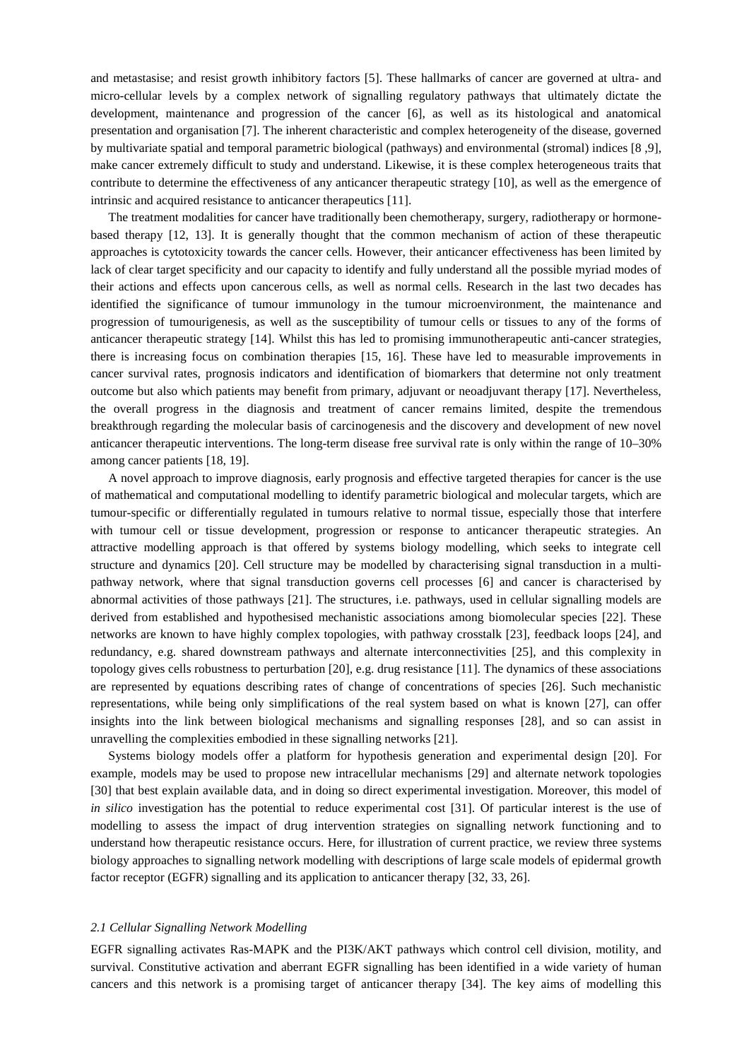and metastasise; and resist growth inhibitory factors [5]. These hallmarks of cancer are governed at ultra- and micro-cellular levels by a complex network of signalling regulatory pathways that ultimately dictate the development, maintenance and progression of the cancer [6], as well as its histological and anatomical presentation and organisation [7]. The inherent characteristic and complex heterogeneity of the disease, governed by multivariate spatial and temporal parametric biological (pathways) and environmental (stromal) indices [8 ,9], make cancer extremely difficult to study and understand. Likewise, it is these complex heterogeneous traits that contribute to determine the effectiveness of any anticancer therapeutic strategy [10], as well as the emergence of intrinsic and acquired resistance to anticancer therapeutics [11].

The treatment modalities for cancer have traditionally been chemotherapy, surgery, radiotherapy or hormone-based therapy [12, 13]. It is generally thought that the common mechanism of action of these therapeutic approaches is cytotoxicity towards the cancer cells. However, their anticancer effectiveness has been limited by lack of clear target specificity and our capacity to identify and fully understand all the possible myriad modes of their actions and effects upon cancerous cells, as well as normal cells. Research in the last two decades has identified the significance of tumour immunology in the tumour microenvironment, the maintenance and progression of tumourigenesis, as well as the susceptibility of tumour cells or tissues to any of the forms of anticancer therapeutic strategy [14]. Whilst this has led to promising immunotherapeutic anti-cancer strategies, there is increasing focus on combination therapies [15, 16]. These have led to measurable improvements in cancer survival rates, prognosis indicators and identification of biomarkers that determine not only treatment outcome but also which patients may benefit from primary, adjuvant or neoadjuvant therapy [17]. Nevertheless, the overall progress in the diagnosis and treatment of cancer remains limited, despite the tremendous breakthrough regarding the molecular basis of carcinogenesis and the discovery and development of new novel anticancer therapeutic interventions. The long-term disease free survival rate is only within the range of 10–30% among cancer patients [18, 19].

A novel approach to improve diagnosis, early prognosis and effective targeted therapies for cancer is the use of mathematical and computational modelling to identify parametric biological and molecular targets, which are tumour-specific or differentially regulated in tumours relative to normal tissue, especially those that interfere with tumour cell or tissue development, progression or response to anticancer therapeutic strategies. An attractive modelling approach is that offered by systems biology modelling, which seeks to integrate cell structure and dynamics [20]. Cell structure may be modelled by characterising signal transduction in a multi-pathway network, where that signal transduction governs cell processes [6] and cancer is characterised by abnormal activities of those pathways [21]. The structures, i.e. pathways, used in cellular signalling models are derived from established and hypothesised mechanistic associations among biomolecular species [22]. These networks are known to have highly complex topologies, with pathway crosstalk [23], feedback loops [24], and redundancy, e.g. shared downstream pathways and alternate interconnectivities [25], and this complexity in topology gives cells robustness to perturbation [20], e.g. drug resistance [11]. The dynamics of these associations are represented by equations describing rates of change of concentrations of species [26]. Such mechanistic representations, while being only simplifications of the real system based on what is known [27], can offer insights into the link between biological mechanisms and signalling responses [28], and so can assist in unravelling the complexities embodied in these signalling networks [21].

Systems biology models offer a platform for hypothesis generation and experimental design [20]. For example, models may be used to propose new intracellular mechanisms [29] and alternate network topologies [30] that best explain available data, and in doing so direct experimental investigation. Moreover, this model of *in silico* investigation has the potential to reduce experimental cost [31]. Of particular interest is the use of modelling to assess the impact of drug intervention strategies on signalling network functioning and to understand how therapeutic resistance occurs. Here, for illustration of current practice, we review three systems biology approaches to signalling network modelling with descriptions of large scale models of epidermal growth factor receptor (EGFR) signalling and its application to anticancer therapy [32, 33, 26].

### *2.1 Cellular Signalling Network Modelling*

EGFR signalling activates Ras-MAPK and the PI3K/AKT pathways which control cell division, motility, and survival. Constitutive activation and aberrant EGFR signalling has been identified in a wide variety of human cancers and this network is a promising target of anticancer therapy [34]. The key aims of modelling this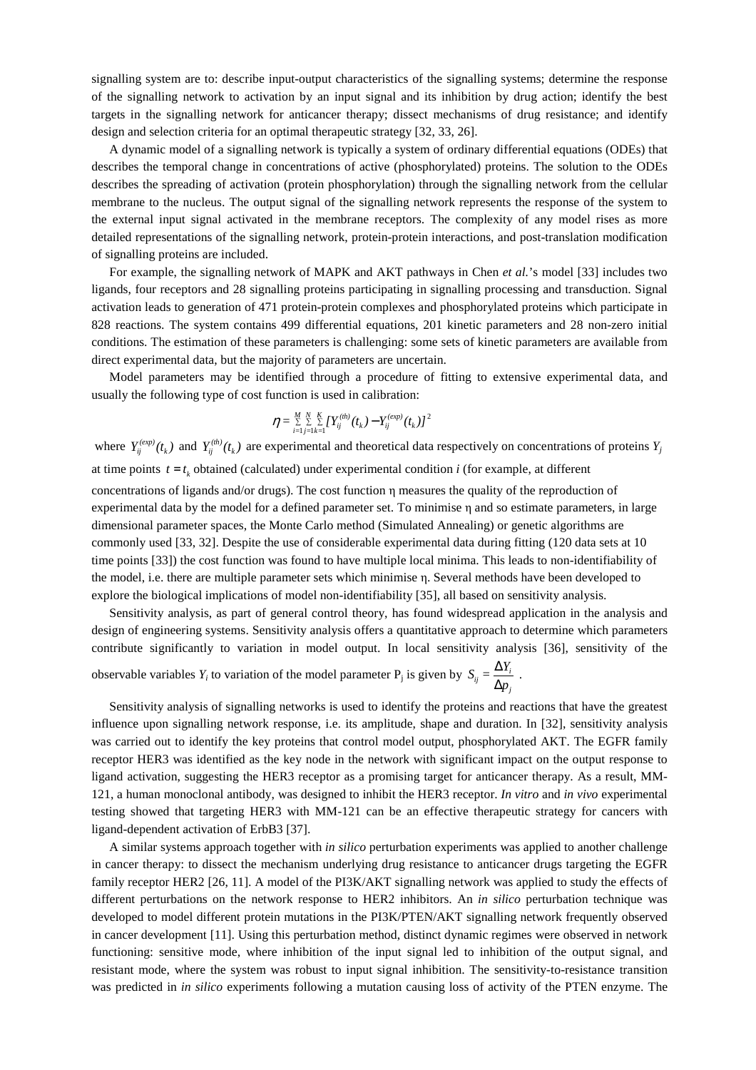signalling system are to: describe input-output characteristics of the signalling systems; determine the response of the signalling network to activation by an input signal and its inhibition by drug action; identify the best targets in the signalling network for anticancer therapy; dissect mechanisms of drug resistance; and identify design and selection criteria for an optimal therapeutic strategy [32, 33, 26].

A dynamic model of a signalling network is typically a system of ordinary differential equations (ODEs) that describes the temporal change in concentrations of active (phosphorylated) proteins. The solution to the ODEs describes the spreading of activation (protein phosphorylation) through the signalling network from the cellular membrane to the nucleus. The output signal of the signalling network represents the response of the system to the external input signal activated in the membrane receptors. The complexity of any model rises as more detailed representations of the signalling network, protein-protein interactions, and post-translation modification of signalling proteins are included.

For example, the signalling network of MAPK and AKT pathways in Chen *et al.*'s model [33] includes two ligands, four receptors and 28 signalling proteins participating in signalling processing and transduction. Signal activation leads to generation of 471 protein-protein complexes and phosphorylated proteins which participate in 828 reactions. The system contains 499 differential equations, 201 kinetic parameters and 28 non-zero initial conditions. The estimation of these parameters is challenging: some sets of kinetic parameters are available from direct experimental data, but the majority of parameters are uncertain.

Model parameters may be identified through a procedure of fitting to extensive experimental data, and usually the following type of cost function is used in calibration:

$$\eta = \sum_{i=1}^{M}\sum_{j=1}^{N}\sum_{k=1}^{K}[Y_{ij}^{(th)}(t_k) - Y_{ij}^{(exp)}(t_k)]^2$$

where $Y_{ij}^{(exp)}(t_k)$ and $Y_{ij}^{(th)}(t_k)$ are experimental and theoretical data respectively on concentrations of proteins $Y_j$ at time points $t = t_k$ obtained (calculated) under experimental condition *i* (for example, at different concentrations of ligands and/or drugs). The cost function η measures the quality of the reproduction of experimental data by the model for a defined parameter set. To minimise η and so estimate parameters, in large dimensional parameter spaces, the Monte Carlo method (Simulated Annealing) or genetic algorithms are commonly used [33, 32]. Despite the use of considerable experimental data during fitting (120 data sets at 10 time points [33]) the cost function was found to have multiple local minima. This leads to non-identifiability of the model, i.e. there are multiple parameter sets which minimise η. Several methods have been developed to explore the biological implications of model non-identifiability [35], all based on sensitivity analysis.

Sensitivity analysis, as part of general control theory, has found widespread application in the analysis and design of engineering systems. Sensitivity analysis offers a quantitative approach to determine which parameters contribute significantly to variation in model output. In local sensitivity analysis [36], sensitivity of the observable variables $Y_i$ to variation of the model parameter $P_j$ is given by $S_{ij} = \dfrac{\Delta Y_i}{\Delta p_j}$ .

Sensitivity analysis of signalling networks is used to identify the proteins and reactions that have the greatest influence upon signalling network response, i.e. its amplitude, shape and duration. In [32], sensitivity analysis was carried out to identify the key proteins that control model output, phosphorylated AKT. The EGFR family receptor HER3 was identified as the key node in the network with significant impact on the output response to ligand activation, suggesting the HER3 receptor as a promising target for anticancer therapy. As a result, MM-121, a human monoclonal antibody, was designed to inhibit the HER3 receptor. *In vitro* and *in vivo* experimental testing showed that targeting HER3 with MM-121 can be an effective therapeutic strategy for cancers with ligand-dependent activation of ErbB3 [37].

A similar systems approach together with *in silico* perturbation experiments was applied to another challenge in cancer therapy: to dissect the mechanism underlying drug resistance to anticancer drugs targeting the EGFR family receptor HER2 [26, 11]. A model of the PI3K/AKT signalling network was applied to study the effects of different perturbations on the network response to HER2 inhibitors. An *in silico* perturbation technique was developed to model different protein mutations in the PI3K/PTEN/AKT signalling network frequently observed in cancer development [11]. Using this perturbation method, distinct dynamic regimes were observed in network functioning: sensitive mode, where inhibition of the input signal led to inhibition of the output signal, and resistant mode, where the system was robust to input signal inhibition. The sensitivity-to-resistance transition was predicted in *in silico* experiments following a mutation causing loss of activity of the PTEN enzyme. The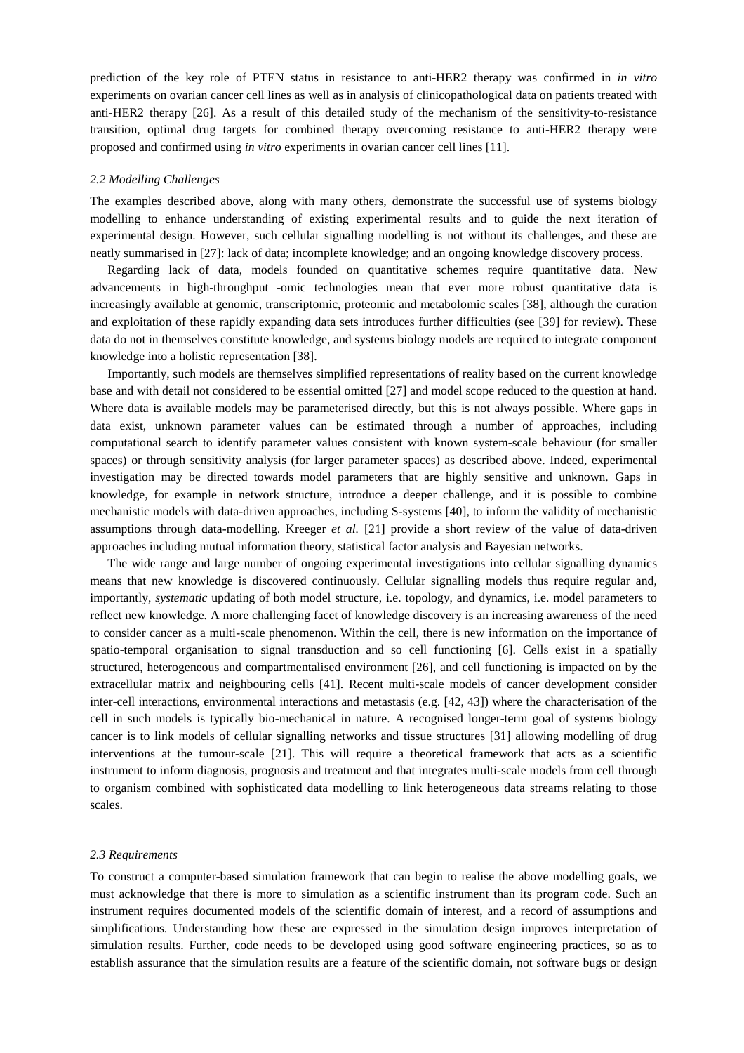prediction of the key role of PTEN status in resistance to anti-HER2 therapy was confirmed in *in vitro* experiments on ovarian cancer cell lines as well as in analysis of clinicopathological data on patients treated with anti-HER2 therapy [26]. As a result of this detailed study of the mechanism of the sensitivity-to-resistance transition, optimal drug targets for combined therapy overcoming resistance to anti-HER2 therapy were proposed and confirmed using *in vitro* experiments in ovarian cancer cell lines [11].

### *2.2 Modelling Challenges*

The examples described above, along with many others, demonstrate the successful use of systems biology modelling to enhance understanding of existing experimental results and to guide the next iteration of experimental design. However, such cellular signalling modelling is not without its challenges, and these are neatly summarised in [27]: lack of data; incomplete knowledge; and an ongoing knowledge discovery process.

Regarding lack of data, models founded on quantitative schemes require quantitative data. New advancements in high-throughput -omic technologies mean that ever more robust quantitative data is increasingly available at genomic, transcriptomic, proteomic and metabolomic scales [38], although the curation and exploitation of these rapidly expanding data sets introduces further difficulties (see [39] for review). These data do not in themselves constitute knowledge, and systems biology models are required to integrate component knowledge into a holistic representation [38].

Importantly, such models are themselves simplified representations of reality based on the current knowledge base and with detail not considered to be essential omitted [27] and model scope reduced to the question at hand. Where data is available models may be parameterised directly, but this is not always possible. Where gaps in data exist, unknown parameter values can be estimated through a number of approaches, including computational search to identify parameter values consistent with known system-scale behaviour (for smaller spaces) or through sensitivity analysis (for larger parameter spaces) as described above. Indeed, experimental investigation may be directed towards model parameters that are highly sensitive and unknown. Gaps in knowledge, for example in network structure, introduce a deeper challenge, and it is possible to combine mechanistic models with data-driven approaches, including S-systems [40], to inform the validity of mechanistic assumptions through data-modelling. Kreeger *et al.* [21] provide a short review of the value of data-driven approaches including mutual information theory, statistical factor analysis and Bayesian networks.

The wide range and large number of ongoing experimental investigations into cellular signalling dynamics means that new knowledge is discovered continuously. Cellular signalling models thus require regular and, importantly, *systematic* updating of both model structure, i.e. topology, and dynamics, i.e. model parameters to reflect new knowledge. A more challenging facet of knowledge discovery is an increasing awareness of the need to consider cancer as a multi-scale phenomenon. Within the cell, there is new information on the importance of spatio-temporal organisation to signal transduction and so cell functioning [6]. Cells exist in a spatially structured, heterogeneous and compartmentalised environment [26], and cell functioning is impacted on by the extracellular matrix and neighbouring cells [41]. Recent multi-scale models of cancer development consider inter-cell interactions, environmental interactions and metastasis (e.g. [42, 43]) where the characterisation of the cell in such models is typically bio-mechanical in nature. A recognised longer-term goal of systems biology cancer is to link models of cellular signalling networks and tissue structures [31] allowing modelling of drug interventions at the tumour-scale [21]. This will require a theoretical framework that acts as a scientific instrument to inform diagnosis, prognosis and treatment and that integrates multi-scale models from cell through to organism combined with sophisticated data modelling to link heterogeneous data streams relating to those scales.

### *2.3 Requirements*

To construct a computer-based simulation framework that can begin to realise the above modelling goals, we must acknowledge that there is more to simulation as a scientific instrument than its program code. Such an instrument requires documented models of the scientific domain of interest, and a record of assumptions and simplifications. Understanding how these are expressed in the simulation design improves interpretation of simulation results. Further, code needs to be developed using good software engineering practices, so as to establish assurance that the simulation results are a feature of the scientific domain, not software bugs or design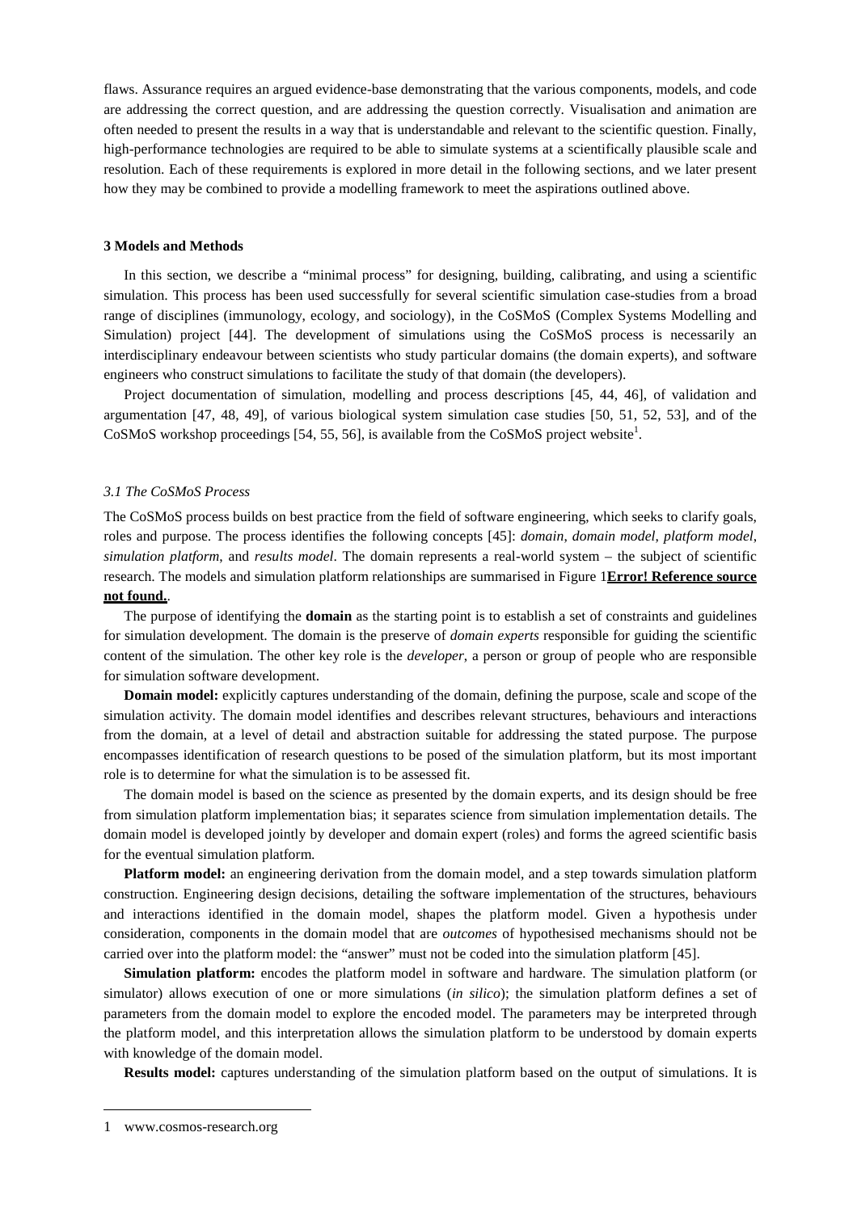flaws. Assurance requires an argued evidence-base demonstrating that the various components, models, and code are addressing the correct question, and are addressing the question correctly. Visualisation and animation are often needed to present the results in a way that is understandable and relevant to the scientific question. Finally, high-performance technologies are required to be able to simulate systems at a scientifically plausible scale and resolution. Each of these requirements is explored in more detail in the following sections, and we later present how they may be combined to provide a modelling framework to meet the aspirations outlined above.

## 3 Models and Methods

In this section, we describe a "minimal process" for designing, building, calibrating, and using a scientific simulation. This process has been used successfully for several scientific simulation case-studies from a broad range of disciplines (immunology, ecology, and sociology), in the CoSMoS (Complex Systems Modelling and Simulation) project [44]. The development of simulations using the CoSMoS process is necessarily an interdisciplinary endeavour between scientists who study particular domains (the domain experts), and software engineers who construct simulations to facilitate the study of that domain (the developers).

Project documentation of simulation, modelling and process descriptions [45, 44, 46], of validation and argumentation [47, 48, 49], of various biological system simulation case studies [50, 51, 52, 53], and of the CoSMoS workshop proceedings [54, 55, 56], is available from the CoSMoS project website[1].

### *3.1 The CoSMoS Process*

The CoSMoS process builds on best practice from the field of software engineering, which seeks to clarify goals, roles and purpose. The process identifies the following concepts [45]: *domain*, *domain model*, *platform model*, *simulation platform*, and *results model*. The domain represents a real-world system – the subject of scientific research. The models and simulation platform relationships are summarised in Figure 1**Error! Reference source not found.**.

The purpose of identifying the **domain** as the starting point is to establish a set of constraints and guidelines for simulation development. The domain is the preserve of *domain experts* responsible for guiding the scientific content of the simulation. The other key role is the *developer*, a person or group of people who are responsible for simulation software development.

**Domain model:** explicitly captures understanding of the domain, defining the purpose, scale and scope of the simulation activity. The domain model identifies and describes relevant structures, behaviours and interactions from the domain, at a level of detail and abstraction suitable for addressing the stated purpose. The purpose encompasses identification of research questions to be posed of the simulation platform, but its most important role is to determine for what the simulation is to be assessed fit.

The domain model is based on the science as presented by the domain experts, and its design should be free from simulation platform implementation bias; it separates science from simulation implementation details. The domain model is developed jointly by developer and domain expert (roles) and forms the agreed scientific basis for the eventual simulation platform.

**Platform model:** an engineering derivation from the domain model, and a step towards simulation platform construction. Engineering design decisions, detailing the software implementation of the structures, behaviours and interactions identified in the domain model, shapes the platform model. Given a hypothesis under consideration, components in the domain model that are *outcomes* of hypothesised mechanisms should not be carried over into the platform model: the "answer" must not be coded into the simulation platform [45].

**Simulation platform:** encodes the platform model in software and hardware. The simulation platform (or simulator) allows execution of one or more simulations (*in silico*); the simulation platform defines a set of parameters from the domain model to explore the encoded model. The parameters may be interpreted through the platform model, and this interpretation allows the simulation platform to be understood by domain experts with knowledge of the domain model.

**Results model:** captures understanding of the simulation platform based on the output of simulations. It is

---

[1] www.cosmos-research.org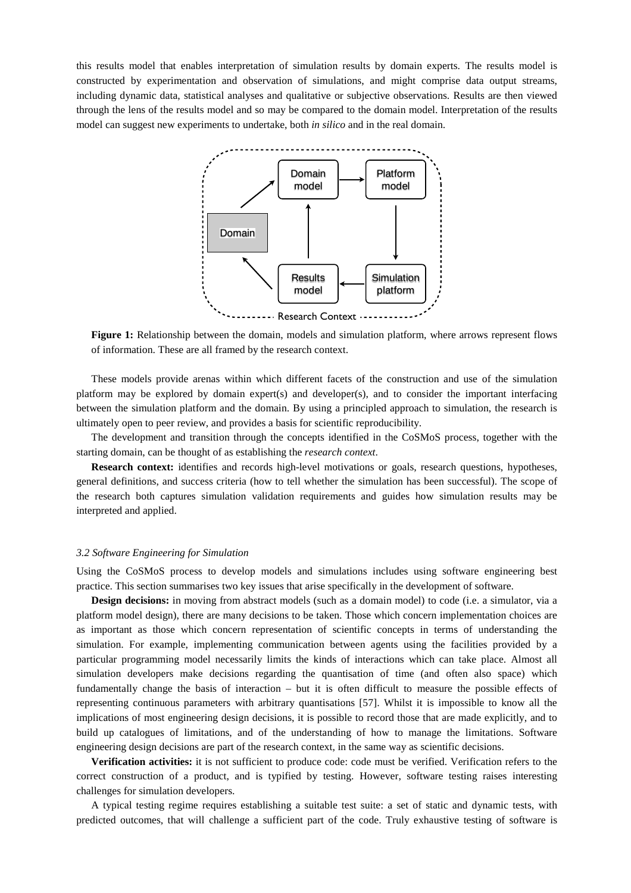this results model that enables interpretation of simulation results by domain experts. The results model is constructed by experimentation and observation of simulations, and might comprise data output streams, including dynamic data, statistical analyses and qualitative or subjective observations. Results are then viewed through the lens of the results model and so may be compared to the domain model. Interpretation of the results model can suggest new experiments to undertake, both *in silico* and in the real domain.

**Figure 1:** Relationship between the domain, models and simulation platform, where arrows represent flows of information. These are all framed by the research context.

These models provide arenas within which different facets of the construction and use of the simulation platform may be explored by domain expert(s) and developer(s), and to consider the important interfacing between the simulation platform and the domain. By using a principled approach to simulation, the research is ultimately open to peer review, and provides a basis for scientific reproducibility.

The development and transition through the concepts identified in the CoSMoS process, together with the starting domain, can be thought of as establishing the *research context*.

**Research context:** identifies and records high-level motivations or goals, research questions, hypotheses, general definitions, and success criteria (how to tell whether the simulation has been successful). The scope of the research both captures simulation validation requirements and guides how simulation results may be interpreted and applied.

### *3.2 Software Engineering for Simulation*

Using the CoSMoS process to develop models and simulations includes using software engineering best practice. This section summarises two key issues that arise specifically in the development of software.

**Design decisions:** in moving from abstract models (such as a domain model) to code (i.e. a simulator, via a platform model design), there are many decisions to be taken. Those which concern implementation choices are as important as those which concern representation of scientific concepts in terms of understanding the simulation. For example, implementing communication between agents using the facilities provided by a particular programming model necessarily limits the kinds of interactions which can take place. Almost all simulation developers make decisions regarding the quantisation of time (and often also space) which fundamentally change the basis of interaction – but it is often difficult to measure the possible effects of representing continuous parameters with arbitrary quantisations [57]. Whilst it is impossible to know all the implications of most engineering design decisions, it is possible to record those that are made explicitly, and to build up catalogues of limitations, and of the understanding of how to manage the limitations. Software engineering design decisions are part of the research context, in the same way as scientific decisions.

**Verification activities:** it is not sufficient to produce code: code must be verified. Verification refers to the correct construction of a product, and is typified by testing. However, software testing raises interesting challenges for simulation developers.

A typical testing regime requires establishing a suitable test suite: a set of static and dynamic tests, with predicted outcomes, that will challenge a sufficient part of the code. Truly exhaustive testing of software is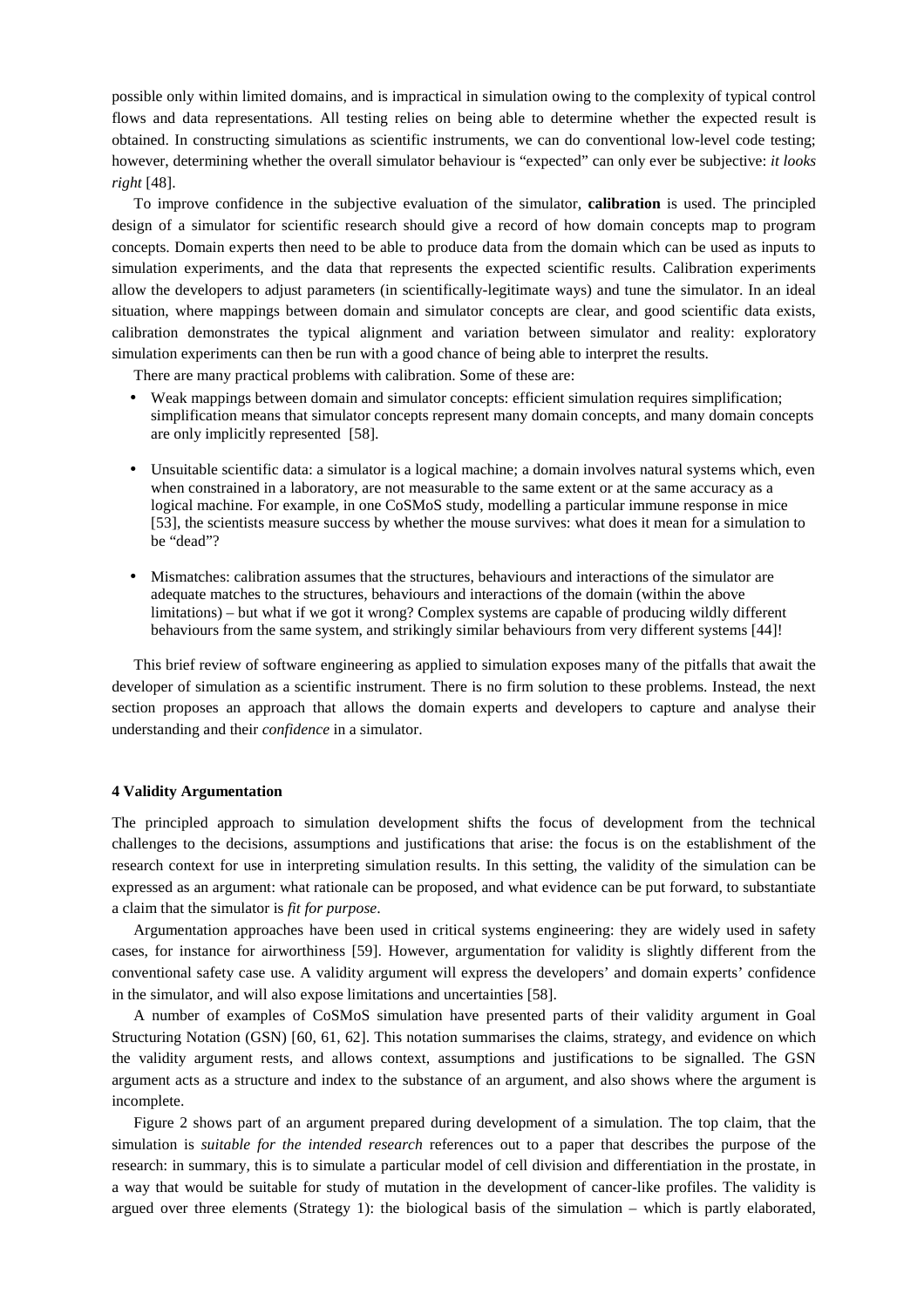possible only within limited domains, and is impractical in simulation owing to the complexity of typical control flows and data representations. All testing relies on being able to determine whether the expected result is obtained. In constructing simulations as scientific instruments, we can do conventional low-level code testing; however, determining whether the overall simulator behaviour is "expected" can only ever be subjective: *it looks right* [48].

To improve confidence in the subjective evaluation of the simulator, **calibration** is used. The principled design of a simulator for scientific research should give a record of how domain concepts map to program concepts. Domain experts then need to be able to produce data from the domain which can be used as inputs to simulation experiments, and the data that represents the expected scientific results. Calibration experiments allow the developers to adjust parameters (in scientifically-legitimate ways) and tune the simulator. In an ideal situation, where mappings between domain and simulator concepts are clear, and good scientific data exists, calibration demonstrates the typical alignment and variation between simulator and reality: exploratory simulation experiments can then be run with a good chance of being able to interpret the results.

There are many practical problems with calibration. Some of these are:

- Weak mappings between domain and simulator concepts: efficient simulation requires simplification; simplification means that simulator concepts represent many domain concepts, and many domain concepts are only implicitly represented [58].
- Unsuitable scientific data: a simulator is a logical machine; a domain involves natural systems which, even when constrained in a laboratory, are not measurable to the same extent or at the same accuracy as a logical machine. For example, in one CoSMoS study, modelling a particular immune response in mice [53], the scientists measure success by whether the mouse survives: what does it mean for a simulation to be "dead"?
- Mismatches: calibration assumes that the structures, behaviours and interactions of the simulator are adequate matches to the structures, behaviours and interactions of the domain (within the above limitations) – but what if we got it wrong? Complex systems are capable of producing wildly different behaviours from the same system, and strikingly similar behaviours from very different systems [44]!

This brief review of software engineering as applied to simulation exposes many of the pitfalls that await the developer of simulation as a scientific instrument. There is no firm solution to these problems. Instead, the next section proposes an approach that allows the domain experts and developers to capture and analyse their understanding and their *confidence* in a simulator.

#### 4 Validity Argumentation

The principled approach to simulation development shifts the focus of development from the technical challenges to the decisions, assumptions and justifications that arise: the focus is on the establishment of the research context for use in interpreting simulation results. In this setting, the validity of the simulation can be expressed as an argument: what rationale can be proposed, and what evidence can be put forward, to substantiate a claim that the simulator is *fit for purpose*.

Argumentation approaches have been used in critical systems engineering: they are widely used in safety cases, for instance for airworthiness [59]. However, argumentation for validity is slightly different from the conventional safety case use. A validity argument will express the developers' and domain experts' confidence in the simulator, and will also expose limitations and uncertainties [58].

A number of examples of CoSMoS simulation have presented parts of their validity argument in Goal Structuring Notation (GSN) [60, 61, 62]. This notation summarises the claims, strategy, and evidence on which the validity argument rests, and allows context, assumptions and justifications to be signalled. The GSN argument acts as a structure and index to the substance of an argument, and also shows where the argument is incomplete.

Figure 2 shows part of an argument prepared during development of a simulation. The top claim, that the simulation is *suitable for the intended research* references out to a paper that describes the purpose of the research: in summary, this is to simulate a particular model of cell division and differentiation in the prostate, in a way that would be suitable for study of mutation in the development of cancer-like profiles. The validity is argued over three elements (Strategy 1): the biological basis of the simulation – which is partly elaborated,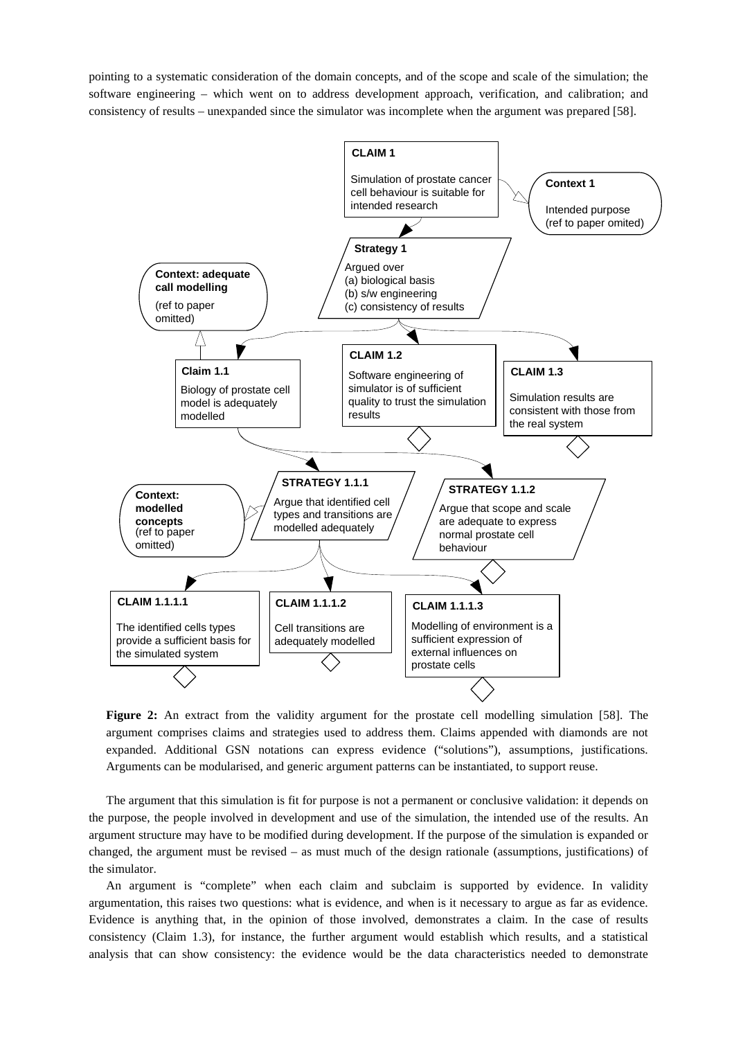pointing to a systematic consideration of the domain concepts, and of the scope and scale of the simulation; the software engineering – which went on to address development approach, verification, and calibration; and consistency of results – unexpanded since the simulator was incomplete when the argument was prepared [58].

**CLAIM 1**
Simulation of prostate cancer cell behaviour is suitable for intended research

**Context 1**
Intended purpose (ref to paper omited)

**Strategy 1**
Argued over
(a) biological basis
(b) s/w engineering
(c) consistency of results

**Context: adequate call modelling**
(ref to paper omitted)

**Claim 1.1**
Biology of prostate cell model is adequately modelled

**CLAIM 1.2**
Software engineering of simulator is of sufficient quality to trust the simulation results

**CLAIM 1.3**
Simulation results are consistent with those from the real system

**STRATEGY 1.1.1**
Argue that identified cell types and transitions are modelled adequately

**Context: modelled concepts**
(ref to paper omitted)

**STRATEGY 1.1.2**
Argue that scope and scale are adequate to express normal prostate cell behaviour

**CLAIM 1.1.1.1**
The identified cells types provide a sufficient basis for the simulated system

**CLAIM 1.1.1.2**
Cell transitions are adequately modelled

**CLAIM 1.1.1.3**
Modelling of environment is a sufficient expression of external influences on prostate cells

**Figure 2:** An extract from the validity argument for the prostate cell modelling simulation [58]. The argument comprises claims and strategies used to address them. Claims appended with diamonds are not expanded. Additional GSN notations can express evidence ("solutions"), assumptions, justifications. Arguments can be modularised, and generic argument patterns can be instantiated, to support reuse.

The argument that this simulation is fit for purpose is not a permanent or conclusive validation: it depends on the purpose, the people involved in development and use of the simulation, the intended use of the results. An argument structure may have to be modified during development. If the purpose of the simulation is expanded or changed, the argument must be revised – as must much of the design rationale (assumptions, justifications) of the simulator.

An argument is "complete" when each claim and subclaim is supported by evidence. In validity argumentation, this raises two questions: what is evidence, and when is it necessary to argue as far as evidence. Evidence is anything that, in the opinion of those involved, demonstrates a claim. In the case of results consistency (Claim 1.3), for instance, the further argument would establish which results, and a statistical analysis that can show consistency: the evidence would be the data characteristics needed to demonstrate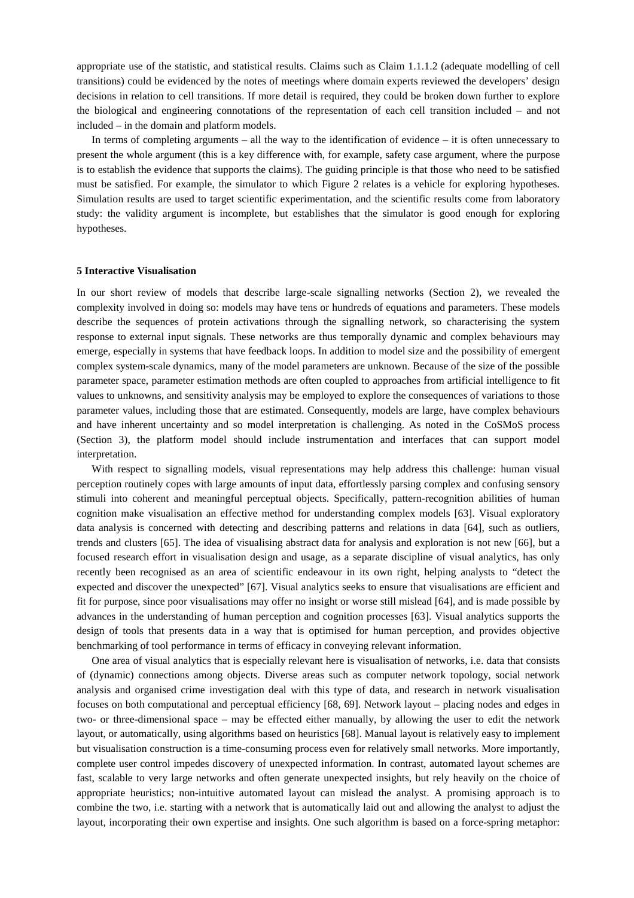appropriate use of the statistic, and statistical results. Claims such as Claim 1.1.1.2 (adequate modelling of cell transitions) could be evidenced by the notes of meetings where domain experts reviewed the developers' design decisions in relation to cell transitions. If more detail is required, they could be broken down further to explore the biological and engineering connotations of the representation of each cell transition included – and not included – in the domain and platform models.

In terms of completing arguments – all the way to the identification of evidence – it is often unnecessary to present the whole argument (this is a key difference with, for example, safety case argument, where the purpose is to establish the evidence that supports the claims). The guiding principle is that those who need to be satisfied must be satisfied. For example, the simulator to which Figure 2 relates is a vehicle for exploring hypotheses. Simulation results are used to target scientific experimentation, and the scientific results come from laboratory study: the validity argument is incomplete, but establishes that the simulator is good enough for exploring hypotheses.

## 5 Interactive Visualisation

In our short review of models that describe large-scale signalling networks (Section 2), we revealed the complexity involved in doing so: models may have tens or hundreds of equations and parameters. These models describe the sequences of protein activations through the signalling network, so characterising the system response to external input signals. These networks are thus temporally dynamic and complex behaviours may emerge, especially in systems that have feedback loops. In addition to model size and the possibility of emergent complex system-scale dynamics, many of the model parameters are unknown. Because of the size of the possible parameter space, parameter estimation methods are often coupled to approaches from artificial intelligence to fit values to unknowns, and sensitivity analysis may be employed to explore the consequences of variations to those parameter values, including those that are estimated. Consequently, models are large, have complex behaviours and have inherent uncertainty and so model interpretation is challenging. As noted in the CoSMoS process (Section 3), the platform model should include instrumentation and interfaces that can support model interpretation.

With respect to signalling models, visual representations may help address this challenge: human visual perception routinely copes with large amounts of input data, effortlessly parsing complex and confusing sensory stimuli into coherent and meaningful perceptual objects. Specifically, pattern-recognition abilities of human cognition make visualisation an effective method for understanding complex models [63]. Visual exploratory data analysis is concerned with detecting and describing patterns and relations in data [64], such as outliers, trends and clusters [65]. The idea of visualising abstract data for analysis and exploration is not new [66], but a focused research effort in visualisation design and usage, as a separate discipline of visual analytics, has only recently been recognised as an area of scientific endeavour in its own right, helping analysts to "detect the expected and discover the unexpected" [67]. Visual analytics seeks to ensure that visualisations are efficient and fit for purpose, since poor visualisations may offer no insight or worse still mislead [64], and is made possible by advances in the understanding of human perception and cognition processes [63]. Visual analytics supports the design of tools that presents data in a way that is optimised for human perception, and provides objective benchmarking of tool performance in terms of efficacy in conveying relevant information.

One area of visual analytics that is especially relevant here is visualisation of networks, i.e. data that consists of (dynamic) connections among objects. Diverse areas such as computer network topology, social network analysis and organised crime investigation deal with this type of data, and research in network visualisation focuses on both computational and perceptual efficiency [68, 69]. Network layout – placing nodes and edges in two- or three-dimensional space – may be effected either manually, by allowing the user to edit the network layout, or automatically, using algorithms based on heuristics [68]. Manual layout is relatively easy to implement but visualisation construction is a time-consuming process even for relatively small networks. More importantly, complete user control impedes discovery of unexpected information. In contrast, automated layout schemes are fast, scalable to very large networks and often generate unexpected insights, but rely heavily on the choice of appropriate heuristics; non-intuitive automated layout can mislead the analyst. A promising approach is to combine the two, i.e. starting with a network that is automatically laid out and allowing the analyst to adjust the layout, incorporating their own expertise and insights. One such algorithm is based on a force-spring metaphor: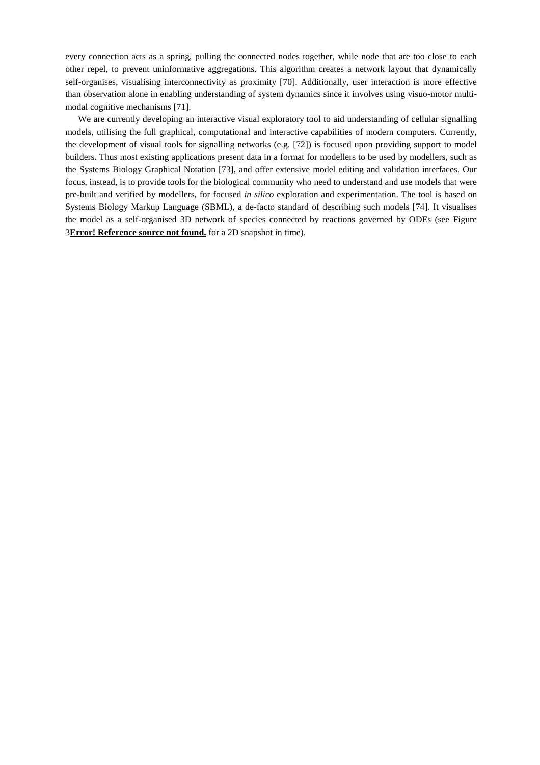every connection acts as a spring, pulling the connected nodes together, while node that are too close to each other repel, to prevent uninformative aggregations. This algorithm creates a network layout that dynamically self-organises, visualising interconnectivity as proximity [70]. Additionally, user interaction is more effective than observation alone in enabling understanding of system dynamics since it involves using visuo-motor multi-modal cognitive mechanisms [71].

We are currently developing an interactive visual exploratory tool to aid understanding of cellular signalling models, utilising the full graphical, computational and interactive capabilities of modern computers. Currently, the development of visual tools for signalling networks (e.g. [72]) is focused upon providing support to model builders. Thus most existing applications present data in a format for modellers to be used by modellers, such as the Systems Biology Graphical Notation [73], and offer extensive model editing and validation interfaces. Our focus, instead, is to provide tools for the biological community who need to understand and use models that were pre-built and verified by modellers, for focused *in silico* exploration and experimentation. The tool is based on Systems Biology Markup Language (SBML), a de-facto standard of describing such models [74]. It visualises the model as a self-organised 3D network of species connected by reactions governed by ODEs (see Figure 3**Error! Reference source not found.** for a 2D snapshot in time).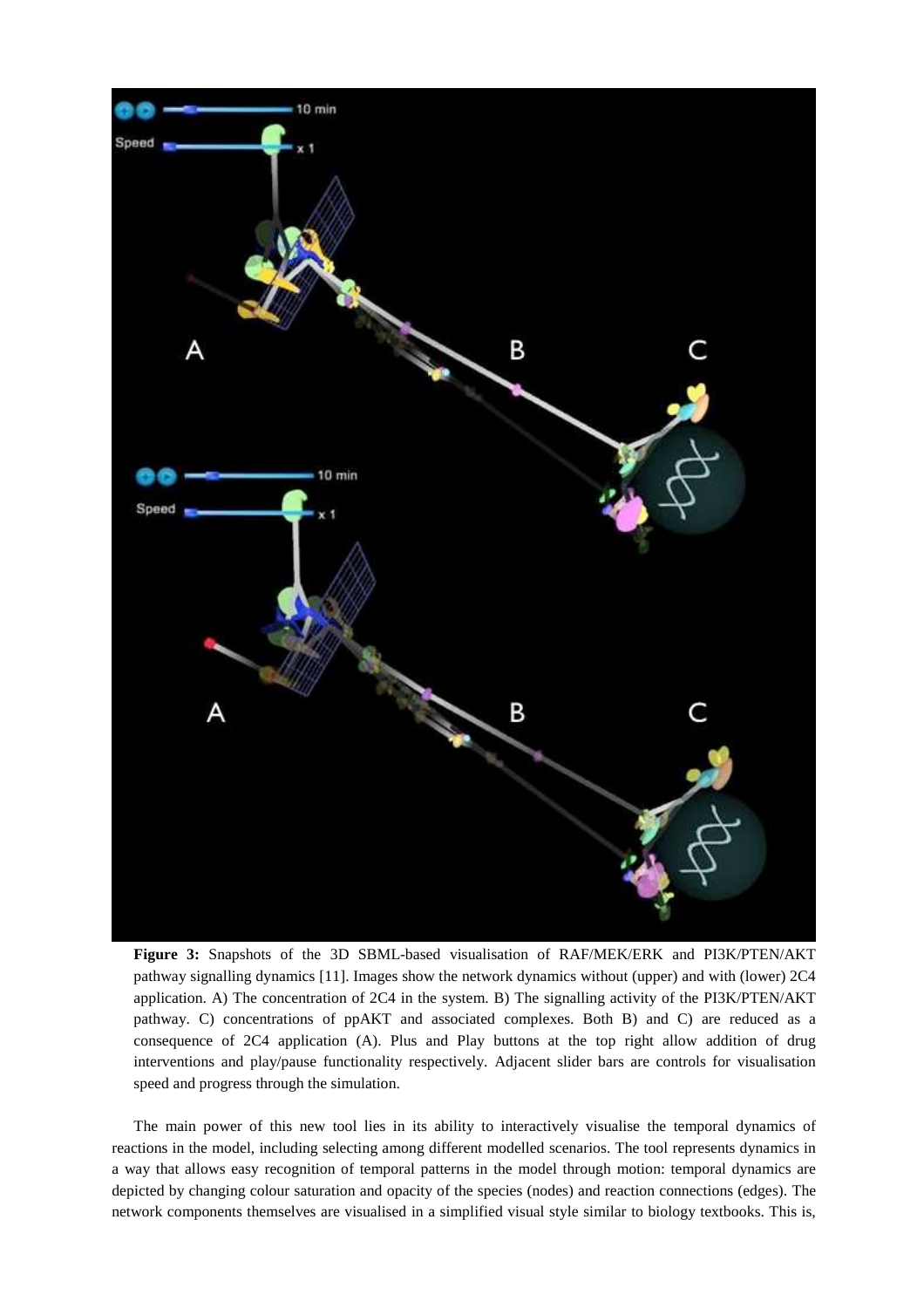**Figure 3:** Snapshots of the 3D SBML-based visualisation of RAF/MEK/ERK and PI3K/PTEN/AKT pathway signalling dynamics [11]. Images show the network dynamics without (upper) and with (lower) 2C4 application. A) The concentration of 2C4 in the system. B) The signalling activity of the PI3K/PTEN/AKT pathway. C) concentrations of ppAKT and associated complexes. Both B) and C) are reduced as a consequence of 2C4 application (A). Plus and Play buttons at the top right allow addition of drug interventions and play/pause functionality respectively. Adjacent slider bars are controls for visualisation speed and progress through the simulation.

The main power of this new tool lies in its ability to interactively visualise the temporal dynamics of reactions in the model, including selecting among different modelled scenarios. The tool represents dynamics in a way that allows easy recognition of temporal patterns in the model through motion: temporal dynamics are depicted by changing colour saturation and opacity of the species (nodes) and reaction connections (edges). The network components themselves are visualised in a simplified visual style similar to biology textbooks. This is,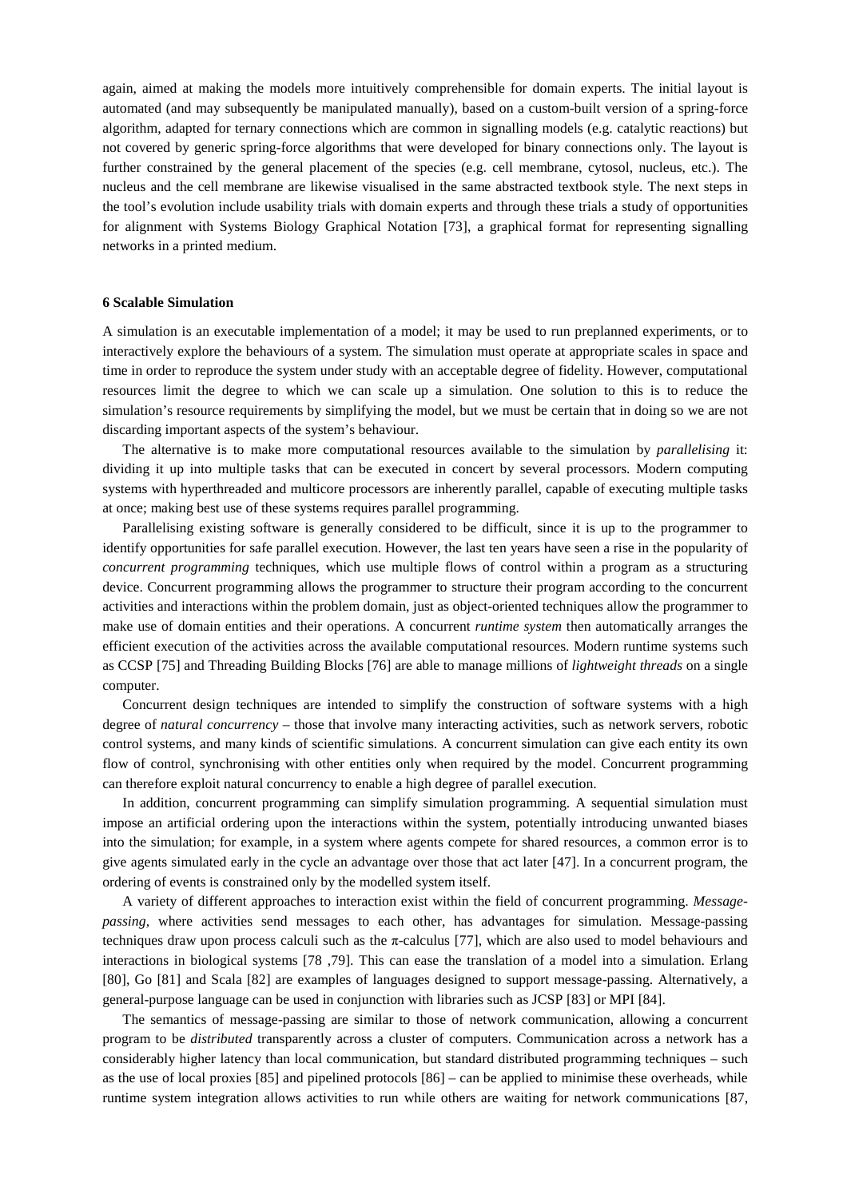again, aimed at making the models more intuitively comprehensible for domain experts. The initial layout is automated (and may subsequently be manipulated manually), based on a custom-built version of a spring-force algorithm, adapted for ternary connections which are common in signalling models (e.g. catalytic reactions) but not covered by generic spring-force algorithms that were developed for binary connections only. The layout is further constrained by the general placement of the species (e.g. cell membrane, cytosol, nucleus, etc.). The nucleus and the cell membrane are likewise visualised in the same abstracted textbook style. The next steps in the tool's evolution include usability trials with domain experts and through these trials a study of opportunities for alignment with Systems Biology Graphical Notation [73], a graphical format for representing signalling networks in a printed medium.

## 6 Scalable Simulation

A simulation is an executable implementation of a model; it may be used to run preplanned experiments, or to interactively explore the behaviours of a system. The simulation must operate at appropriate scales in space and time in order to reproduce the system under study with an acceptable degree of fidelity. However, computational resources limit the degree to which we can scale up a simulation. One solution to this is to reduce the simulation's resource requirements by simplifying the model, but we must be certain that in doing so we are not discarding important aspects of the system's behaviour.

The alternative is to make more computational resources available to the simulation by *parallelising* it: dividing it up into multiple tasks that can be executed in concert by several processors. Modern computing systems with hyperthreaded and multicore processors are inherently parallel, capable of executing multiple tasks at once; making best use of these systems requires parallel programming.

Parallelising existing software is generally considered to be difficult, since it is up to the programmer to identify opportunities for safe parallel execution. However, the last ten years have seen a rise in the popularity of *concurrent programming* techniques, which use multiple flows of control within a program as a structuring device. Concurrent programming allows the programmer to structure their program according to the concurrent activities and interactions within the problem domain, just as object-oriented techniques allow the programmer to make use of domain entities and their operations. A concurrent *runtime system* then automatically arranges the efficient execution of the activities across the available computational resources. Modern runtime systems such as CCSP [75] and Threading Building Blocks [76] are able to manage millions of *lightweight threads* on a single computer.

Concurrent design techniques are intended to simplify the construction of software systems with a high degree of *natural concurrency* – those that involve many interacting activities, such as network servers, robotic control systems, and many kinds of scientific simulations. A concurrent simulation can give each entity its own flow of control, synchronising with other entities only when required by the model. Concurrent programming can therefore exploit natural concurrency to enable a high degree of parallel execution.

In addition, concurrent programming can simplify simulation programming. A sequential simulation must impose an artificial ordering upon the interactions within the system, potentially introducing unwanted biases into the simulation; for example, in a system where agents compete for shared resources, a common error is to give agents simulated early in the cycle an advantage over those that act later [47]. In a concurrent program, the ordering of events is constrained only by the modelled system itself.

A variety of different approaches to interaction exist within the field of concurrent programming. *Message-passing*, where activities send messages to each other, has advantages for simulation. Message-passing techniques draw upon process calculi such as the π-calculus [77], which are also used to model behaviours and interactions in biological systems [78 ,79]. This can ease the translation of a model into a simulation. Erlang [80], Go [81] and Scala [82] are examples of languages designed to support message-passing. Alternatively, a general-purpose language can be used in conjunction with libraries such as JCSP [83] or MPI [84].

The semantics of message-passing are similar to those of network communication, allowing a concurrent program to be *distributed* transparently across a cluster of computers. Communication across a network has a considerably higher latency than local communication, but standard distributed programming techniques – such as the use of local proxies [85] and pipelined protocols [86] – can be applied to minimise these overheads, while runtime system integration allows activities to run while others are waiting for network communications [87,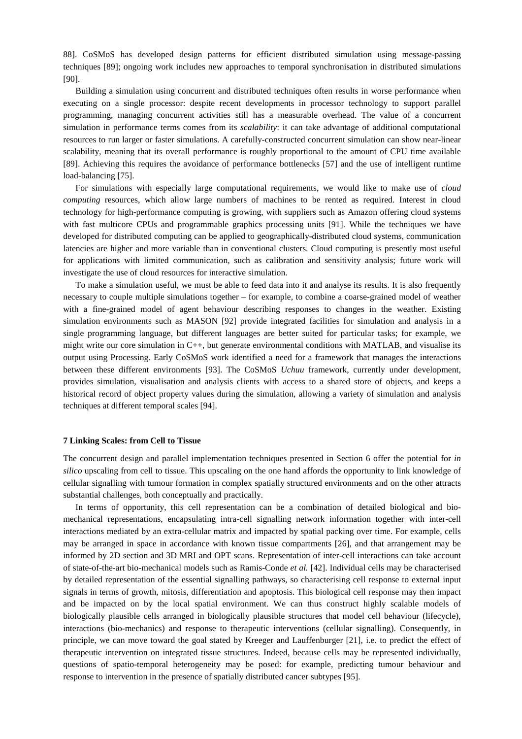88]. CoSMoS has developed design patterns for efficient distributed simulation using message-passing techniques [89]; ongoing work includes new approaches to temporal synchronisation in distributed simulations [90].

Building a simulation using concurrent and distributed techniques often results in worse performance when executing on a single processor: despite recent developments in processor technology to support parallel programming, managing concurrent activities still has a measurable overhead. The value of a concurrent simulation in performance terms comes from its *scalability*: it can take advantage of additional computational resources to run larger or faster simulations. A carefully-constructed concurrent simulation can show near-linear scalability, meaning that its overall performance is roughly proportional to the amount of CPU time available [89]. Achieving this requires the avoidance of performance bottlenecks [57] and the use of intelligent runtime load-balancing [75].

For simulations with especially large computational requirements, we would like to make use of *cloud computing* resources, which allow large numbers of machines to be rented as required. Interest in cloud technology for high-performance computing is growing, with suppliers such as Amazon offering cloud systems with fast multicore CPUs and programmable graphics processing units [91]. While the techniques we have developed for distributed computing can be applied to geographically-distributed cloud systems, communication latencies are higher and more variable than in conventional clusters. Cloud computing is presently most useful for applications with limited communication, such as calibration and sensitivity analysis; future work will investigate the use of cloud resources for interactive simulation.

To make a simulation useful, we must be able to feed data into it and analyse its results. It is also frequently necessary to couple multiple simulations together – for example, to combine a coarse-grained model of weather with a fine-grained model of agent behaviour describing responses to changes in the weather. Existing simulation environments such as MASON [92] provide integrated facilities for simulation and analysis in a single programming language, but different languages are better suited for particular tasks; for example, we might write our core simulation in C++, but generate environmental conditions with MATLAB, and visualise its output using Processing. Early CoSMoS work identified a need for a framework that manages the interactions between these different environments [93]. The CoSMoS *Uchuu* framework, currently under development, provides simulation, visualisation and analysis clients with access to a shared store of objects, and keeps a historical record of object property values during the simulation, allowing a variety of simulation and analysis techniques at different temporal scales [94].

## 7 Linking Scales: from Cell to Tissue

The concurrent design and parallel implementation techniques presented in Section 6 offer the potential for *in silico* upscaling from cell to tissue. This upscaling on the one hand affords the opportunity to link knowledge of cellular signalling with tumour formation in complex spatially structured environments and on the other attracts substantial challenges, both conceptually and practically.

In terms of opportunity, this cell representation can be a combination of detailed biological and bio-mechanical representations, encapsulating intra-cell signalling network information together with inter-cell interactions mediated by an extra-cellular matrix and impacted by spatial packing over time. For example, cells may be arranged in space in accordance with known tissue compartments [26], and that arrangement may be informed by 2D section and 3D MRI and OPT scans. Representation of inter-cell interactions can take account of state-of-the-art bio-mechanical models such as Ramis-Conde *et al.* [42]. Individual cells may be characterised by detailed representation of the essential signalling pathways, so characterising cell response to external input signals in terms of growth, mitosis, differentiation and apoptosis. This biological cell response may then impact and be impacted on by the local spatial environment. We can thus construct highly scalable models of biologically plausible cells arranged in biologically plausible structures that model cell behaviour (lifecycle), interactions (bio-mechanics) and response to therapeutic interventions (cellular signalling). Consequently, in principle, we can move toward the goal stated by Kreeger and Lauffenburger [21], i.e. to predict the effect of therapeutic intervention on integrated tissue structures. Indeed, because cells may be represented individually, questions of spatio-temporal heterogeneity may be posed: for example, predicting tumour behaviour and response to intervention in the presence of spatially distributed cancer subtypes [95].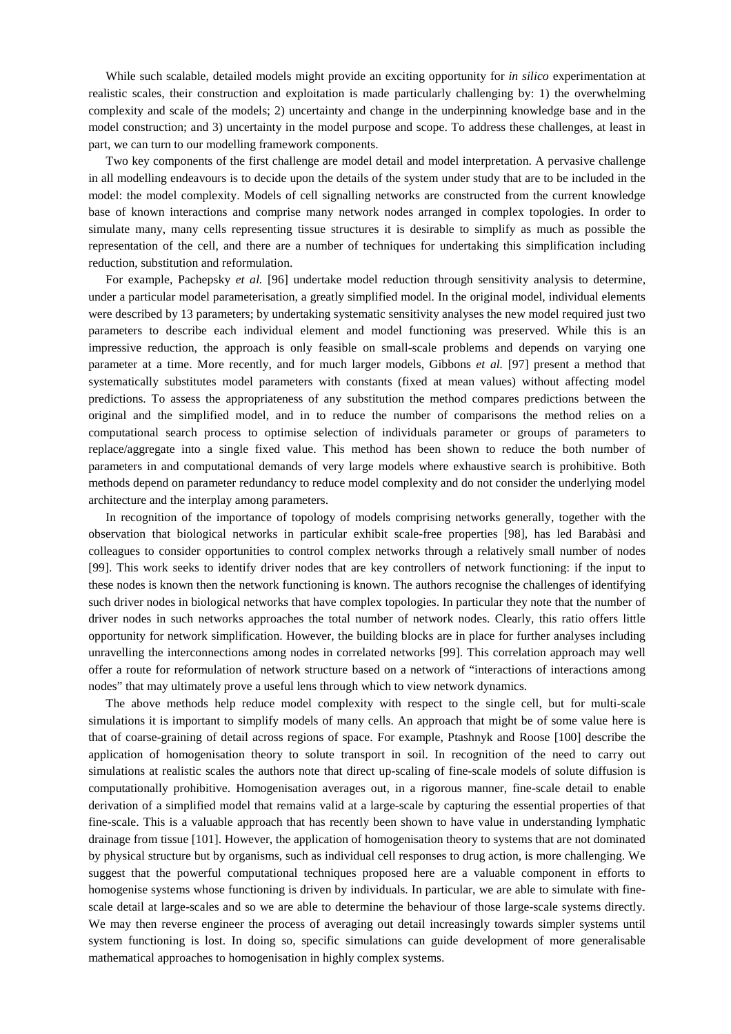While such scalable, detailed models might provide an exciting opportunity for *in silico* experimentation at realistic scales, their construction and exploitation is made particularly challenging by: 1) the overwhelming complexity and scale of the models; 2) uncertainty and change in the underpinning knowledge base and in the model construction; and 3) uncertainty in the model purpose and scope. To address these challenges, at least in part, we can turn to our modelling framework components.

Two key components of the first challenge are model detail and model interpretation. A pervasive challenge in all modelling endeavours is to decide upon the details of the system under study that are to be included in the model: the model complexity. Models of cell signalling networks are constructed from the current knowledge base of known interactions and comprise many network nodes arranged in complex topologies. In order to simulate many, many cells representing tissue structures it is desirable to simplify as much as possible the representation of the cell, and there are a number of techniques for undertaking this simplification including reduction, substitution and reformulation.

For example, Pachepsky *et al.* [96] undertake model reduction through sensitivity analysis to determine, under a particular model parameterisation, a greatly simplified model. In the original model, individual elements were described by 13 parameters; by undertaking systematic sensitivity analyses the new model required just two parameters to describe each individual element and model functioning was preserved. While this is an impressive reduction, the approach is only feasible on small-scale problems and depends on varying one parameter at a time. More recently, and for much larger models, Gibbons *et al.* [97] present a method that systematically substitutes model parameters with constants (fixed at mean values) without affecting model predictions. To assess the appropriateness of any substitution the method compares predictions between the original and the simplified model, and in to reduce the number of comparisons the method relies on a computational search process to optimise selection of individuals parameter or groups of parameters to replace/aggregate into a single fixed value. This method has been shown to reduce the both number of parameters in and computational demands of very large models where exhaustive search is prohibitive. Both methods depend on parameter redundancy to reduce model complexity and do not consider the underlying model architecture and the interplay among parameters.

In recognition of the importance of topology of models comprising networks generally, together with the observation that biological networks in particular exhibit scale-free properties [98], has led Barabàsi and colleagues to consider opportunities to control complex networks through a relatively small number of nodes [99]. This work seeks to identify driver nodes that are key controllers of network functioning: if the input to these nodes is known then the network functioning is known. The authors recognise the challenges of identifying such driver nodes in biological networks that have complex topologies. In particular they note that the number of driver nodes in such networks approaches the total number of network nodes. Clearly, this ratio offers little opportunity for network simplification. However, the building blocks are in place for further analyses including unravelling the interconnections among nodes in correlated networks [99]. This correlation approach may well offer a route for reformulation of network structure based on a network of "interactions of interactions among nodes" that may ultimately prove a useful lens through which to view network dynamics.

The above methods help reduce model complexity with respect to the single cell, but for multi-scale simulations it is important to simplify models of many cells. An approach that might be of some value here is that of coarse-graining of detail across regions of space. For example, Ptashnyk and Roose [100] describe the application of homogenisation theory to solute transport in soil. In recognition of the need to carry out simulations at realistic scales the authors note that direct up-scaling of fine-scale models of solute diffusion is computationally prohibitive. Homogenisation averages out, in a rigorous manner, fine-scale detail to enable derivation of a simplified model that remains valid at a large-scale by capturing the essential properties of that fine-scale. This is a valuable approach that has recently been shown to have value in understanding lymphatic drainage from tissue [101]. However, the application of homogenisation theory to systems that are not dominated by physical structure but by organisms, such as individual cell responses to drug action, is more challenging. We suggest that the powerful computational techniques proposed here are a valuable component in efforts to homogenise systems whose functioning is driven by individuals. In particular, we are able to simulate with fine-scale detail at large-scales and so we are able to determine the behaviour of those large-scale systems directly. We may then reverse engineer the process of averaging out detail increasingly towards simpler systems until system functioning is lost. In doing so, specific simulations can guide development of more generalisable mathematical approaches to homogenisation in highly complex systems.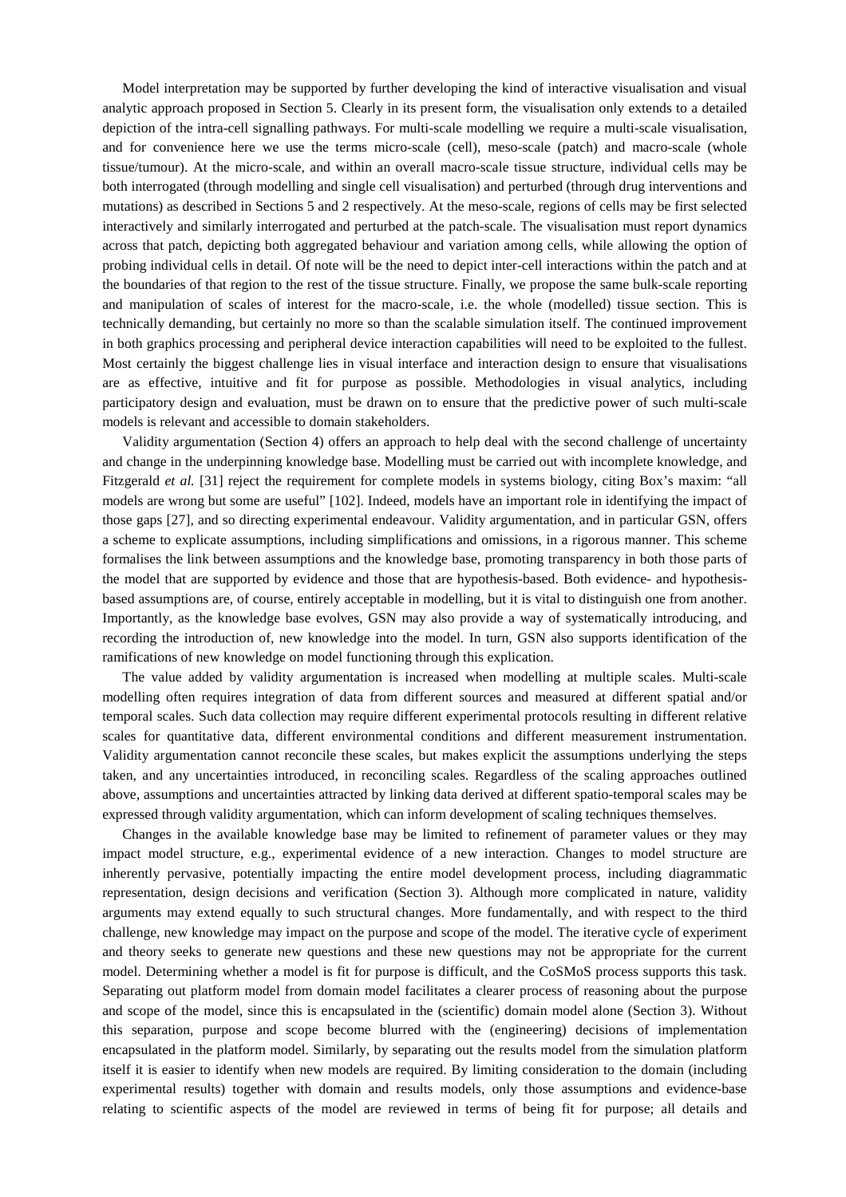Model interpretation may be supported by further developing the kind of interactive visualisation and visual analytic approach proposed in Section 5. Clearly in its present form, the visualisation only extends to a detailed depiction of the intra-cell signalling pathways. For multi-scale modelling we require a multi-scale visualisation, and for convenience here we use the terms micro-scale (cell), meso-scale (patch) and macro-scale (whole tissue/tumour). At the micro-scale, and within an overall macro-scale tissue structure, individual cells may be both interrogated (through modelling and single cell visualisation) and perturbed (through drug interventions and mutations) as described in Sections 5 and 2 respectively. At the meso-scale, regions of cells may be first selected interactively and similarly interrogated and perturbed at the patch-scale. The visualisation must report dynamics across that patch, depicting both aggregated behaviour and variation among cells, while allowing the option of probing individual cells in detail. Of note will be the need to depict inter-cell interactions within the patch and at the boundaries of that region to the rest of the tissue structure. Finally, we propose the same bulk-scale reporting and manipulation of scales of interest for the macro-scale, i.e. the whole (modelled) tissue section. This is technically demanding, but certainly no more so than the scalable simulation itself. The continued improvement in both graphics processing and peripheral device interaction capabilities will need to be exploited to the fullest. Most certainly the biggest challenge lies in visual interface and interaction design to ensure that visualisations are as effective, intuitive and fit for purpose as possible. Methodologies in visual analytics, including participatory design and evaluation, must be drawn on to ensure that the predictive power of such multi-scale models is relevant and accessible to domain stakeholders.

Validity argumentation (Section 4) offers an approach to help deal with the second challenge of uncertainty and change in the underpinning knowledge base. Modelling must be carried out with incomplete knowledge, and Fitzgerald *et al.* [31] reject the requirement for complete models in systems biology, citing Box's maxim: "all models are wrong but some are useful" [102]. Indeed, models have an important role in identifying the impact of those gaps [27], and so directing experimental endeavour. Validity argumentation, and in particular GSN, offers a scheme to explicate assumptions, including simplifications and omissions, in a rigorous manner. This scheme formalises the link between assumptions and the knowledge base, promoting transparency in both those parts of the model that are supported by evidence and those that are hypothesis-based. Both evidence- and hypothesis-based assumptions are, of course, entirely acceptable in modelling, but it is vital to distinguish one from another. Importantly, as the knowledge base evolves, GSN may also provide a way of systematically introducing, and recording the introduction of, new knowledge into the model. In turn, GSN also supports identification of the ramifications of new knowledge on model functioning through this explication.

The value added by validity argumentation is increased when modelling at multiple scales. Multi-scale modelling often requires integration of data from different sources and measured at different spatial and/or temporal scales. Such data collection may require different experimental protocols resulting in different relative scales for quantitative data, different environmental conditions and different measurement instrumentation. Validity argumentation cannot reconcile these scales, but makes explicit the assumptions underlying the steps taken, and any uncertainties introduced, in reconciling scales. Regardless of the scaling approaches outlined above, assumptions and uncertainties attracted by linking data derived at different spatio-temporal scales may be expressed through validity argumentation, which can inform development of scaling techniques themselves.

Changes in the available knowledge base may be limited to refinement of parameter values or they may impact model structure, e.g., experimental evidence of a new interaction. Changes to model structure are inherently pervasive, potentially impacting the entire model development process, including diagrammatic representation, design decisions and verification (Section 3). Although more complicated in nature, validity arguments may extend equally to such structural changes. More fundamentally, and with respect to the third challenge, new knowledge may impact on the purpose and scope of the model. The iterative cycle of experiment and theory seeks to generate new questions and these new questions may not be appropriate for the current model. Determining whether a model is fit for purpose is difficult, and the CoSMoS process supports this task. Separating out platform model from domain model facilitates a clearer process of reasoning about the purpose and scope of the model, since this is encapsulated in the (scientific) domain model alone (Section 3). Without this separation, purpose and scope become blurred with the (engineering) decisions of implementation encapsulated in the platform model. Similarly, by separating out the results model from the simulation platform itself it is easier to identify when new models are required. By limiting consideration to the domain (including experimental results) together with domain and results models, only those assumptions and evidence-base relating to scientific aspects of the model are reviewed in terms of being fit for purpose; all details and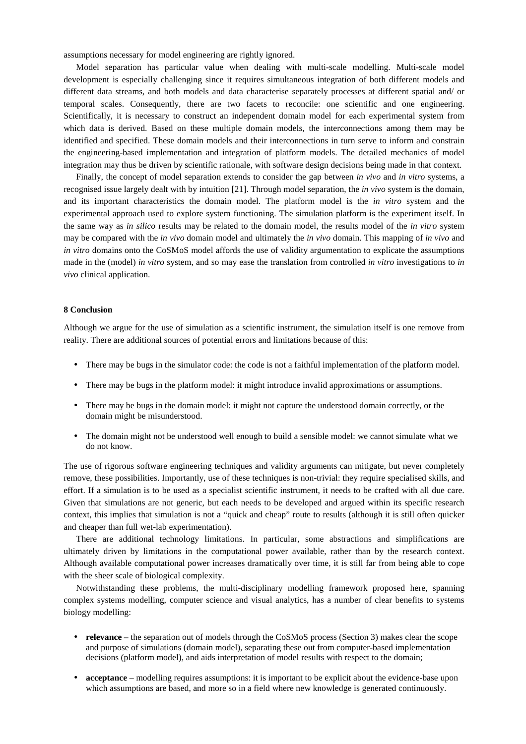assumptions necessary for model engineering are rightly ignored.

Model separation has particular value when dealing with multi-scale modelling. Multi-scale model development is especially challenging since it requires simultaneous integration of both different models and different data streams, and both models and data characterise separately processes at different spatial and/ or temporal scales. Consequently, there are two facets to reconcile: one scientific and one engineering. Scientifically, it is necessary to construct an independent domain model for each experimental system from which data is derived. Based on these multiple domain models, the interconnections among them may be identified and specified. These domain models and their interconnections in turn serve to inform and constrain the engineering-based implementation and integration of platform models. The detailed mechanics of model integration may thus be driven by scientific rationale, with software design decisions being made in that context.

Finally, the concept of model separation extends to consider the gap between *in vivo* and *in vitro* systems, a recognised issue largely dealt with by intuition [21]. Through model separation, the *in vivo* system is the domain, and its important characteristics the domain model. The platform model is the *in vitro* system and the experimental approach used to explore system functioning. The simulation platform is the experiment itself. In the same way as *in silico* results may be related to the domain model, the results model of the *in vitro* system may be compared with the *in vivo* domain model and ultimately the *in vivo* domain. This mapping of *in vivo* and *in vitro* domains onto the CoSMoS model affords the use of validity argumentation to explicate the assumptions made in the (model) *in vitro* system, and so may ease the translation from controlled *in vitro* investigations to *in vivo* clinical application.

## 8 Conclusion

Although we argue for the use of simulation as a scientific instrument, the simulation itself is one remove from reality. There are additional sources of potential errors and limitations because of this:

- There may be bugs in the simulator code: the code is not a faithful implementation of the platform model.
- There may be bugs in the platform model: it might introduce invalid approximations or assumptions.
- There may be bugs in the domain model: it might not capture the understood domain correctly, or the domain might be misunderstood.
- The domain might not be understood well enough to build a sensible model: we cannot simulate what we do not know.

The use of rigorous software engineering techniques and validity arguments can mitigate, but never completely remove, these possibilities. Importantly, use of these techniques is non-trivial: they require specialised skills, and effort. If a simulation is to be used as a specialist scientific instrument, it needs to be crafted with all due care. Given that simulations are not generic, but each needs to be developed and argued within its specific research context, this implies that simulation is not a "quick and cheap" route to results (although it is still often quicker and cheaper than full wet-lab experimentation).

There are additional technology limitations. In particular, some abstractions and simplifications are ultimately driven by limitations in the computational power available, rather than by the research context. Although available computational power increases dramatically over time, it is still far from being able to cope with the sheer scale of biological complexity.

Notwithstanding these problems, the multi-disciplinary modelling framework proposed here, spanning complex systems modelling, computer science and visual analytics, has a number of clear benefits to systems biology modelling:

- **relevance** – the separation out of models through the CoSMoS process (Section 3) makes clear the scope and purpose of simulations (domain model), separating these out from computer-based implementation decisions (platform model), and aids interpretation of model results with respect to the domain;
- **acceptance** – modelling requires assumptions: it is important to be explicit about the evidence-base upon which assumptions are based, and more so in a field where new knowledge is generated continuously.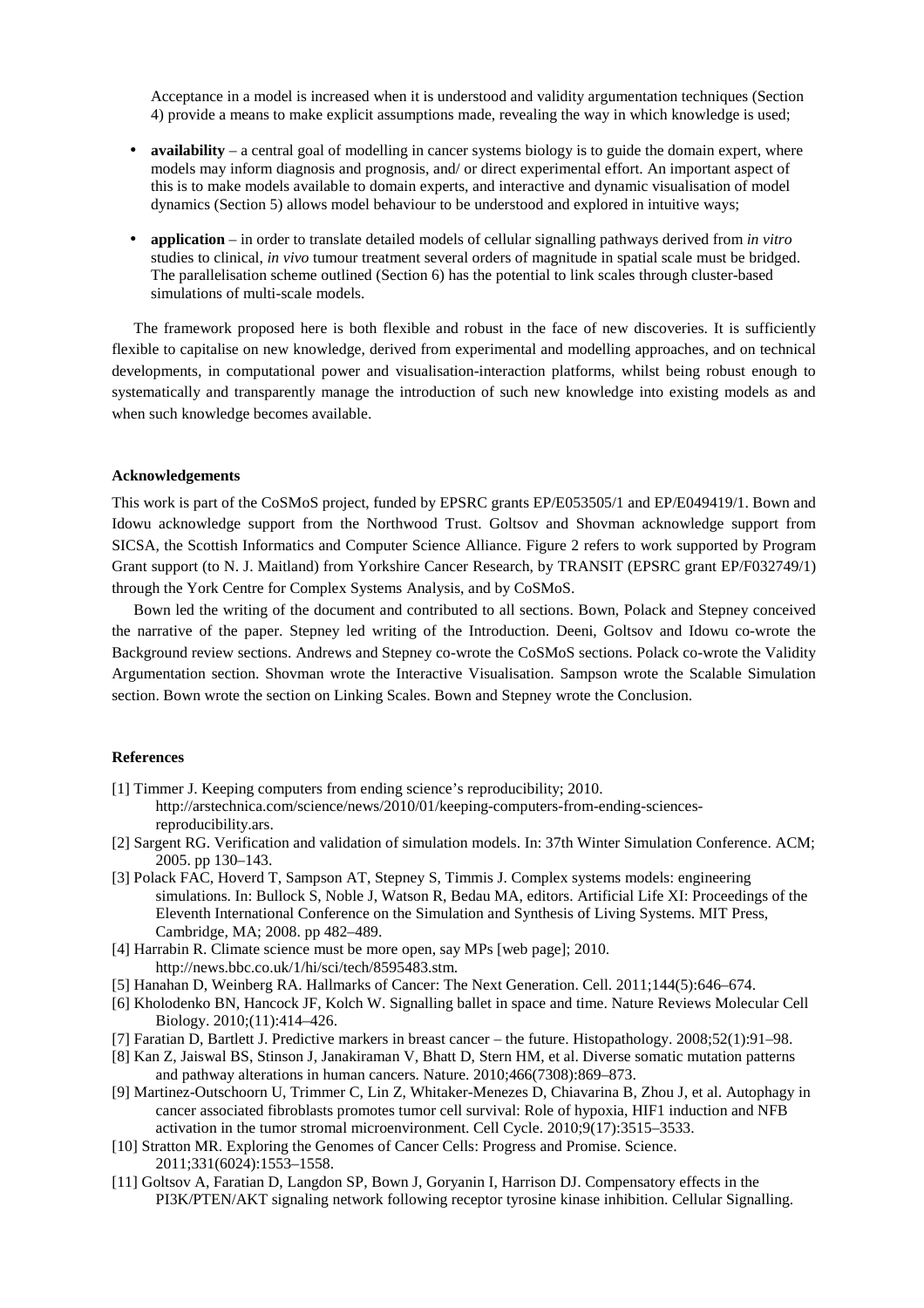Acceptance in a model is increased when it is understood and validity argumentation techniques (Section 4) provide a means to make explicit assumptions made, revealing the way in which knowledge is used;

- **availability** – a central goal of modelling in cancer systems biology is to guide the domain expert, where models may inform diagnosis and prognosis, and/ or direct experimental effort. An important aspect of this is to make models available to domain experts, and interactive and dynamic visualisation of model dynamics (Section 5) allows model behaviour to be understood and explored in intuitive ways;
- **application** – in order to translate detailed models of cellular signalling pathways derived from *in vitro* studies to clinical, *in vivo* tumour treatment several orders of magnitude in spatial scale must be bridged. The parallelisation scheme outlined (Section 6) has the potential to link scales through cluster-based simulations of multi-scale models.

The framework proposed here is both flexible and robust in the face of new discoveries. It is sufficiently flexible to capitalise on new knowledge, derived from experimental and modelling approaches, and on technical developments, in computational power and visualisation-interaction platforms, whilst being robust enough to systematically and transparently manage the introduction of such new knowledge into existing models as and when such knowledge becomes available.

#### Acknowledgements

This work is part of the CoSMoS project, funded by EPSRC grants EP/E053505/1 and EP/E049419/1. Bown and Idowu acknowledge support from the Northwood Trust. Goltsov and Shovman acknowledge support from SICSA, the Scottish Informatics and Computer Science Alliance. Figure 2 refers to work supported by Program Grant support (to N. J. Maitland) from Yorkshire Cancer Research, by TRANSIT (EPSRC grant EP/F032749/1) through the York Centre for Complex Systems Analysis, and by CoSMoS.

Bown led the writing of the document and contributed to all sections. Bown, Polack and Stepney conceived the narrative of the paper. Stepney led writing of the Introduction. Deeni, Goltsov and Idowu co-wrote the Background review sections. Andrews and Stepney co-wrote the CoSMoS sections. Polack co-wrote the Validity Argumentation section. Shovman wrote the Interactive Visualisation. Sampson wrote the Scalable Simulation section. Bown wrote the section on Linking Scales. Bown and Stepney wrote the Conclusion.

#### References

[1] Timmer J. Keeping computers from ending science's reproducibility; 2010. http://arstechnica.com/science/news/2010/01/keeping-computers-from-ending-sciences-reproducibility.ars.

[2] Sargent RG. Verification and validation of simulation models. In: 37th Winter Simulation Conference. ACM; 2005. pp 130–143.

[3] Polack FAC, Hoverd T, Sampson AT, Stepney S, Timmis J. Complex systems models: engineering simulations. In: Bullock S, Noble J, Watson R, Bedau MA, editors. Artificial Life XI: Proceedings of the Eleventh International Conference on the Simulation and Synthesis of Living Systems. MIT Press, Cambridge, MA; 2008. pp 482–489.

[4] Harrabin R. Climate science must be more open, say MPs [web page]; 2010. http://news.bbc.co.uk/1/hi/sci/tech/8595483.stm.

[5] Hanahan D, Weinberg RA. Hallmarks of Cancer: The Next Generation. Cell. 2011;144(5):646–674.

[6] Kholodenko BN, Hancock JF, Kolch W. Signalling ballet in space and time. Nature Reviews Molecular Cell Biology. 2010;(11):414–426.

[7] Faratian D, Bartlett J. Predictive markers in breast cancer – the future. Histopathology. 2008;52(1):91–98.

[8] Kan Z, Jaiswal BS, Stinson J, Janakiraman V, Bhatt D, Stern HM, et al. Diverse somatic mutation patterns and pathway alterations in human cancers. Nature. 2010;466(7308):869–873.

[9] Martinez-Outschoorn U, Trimmer C, Lin Z, Whitaker-Menezes D, Chiavarina B, Zhou J, et al. Autophagy in cancer associated fibroblasts promotes tumor cell survival: Role of hypoxia, HIF1 induction and NFB activation in the tumor stromal microenvironment. Cell Cycle. 2010;9(17):3515–3533.

[10] Stratton MR. Exploring the Genomes of Cancer Cells: Progress and Promise. Science. 2011;331(6024):1553–1558.

[11] Goltsov A, Faratian D, Langdon SP, Bown J, Goryanin I, Harrison DJ. Compensatory effects in the PI3K/PTEN/AKT signaling network following receptor tyrosine kinase inhibition. Cellular Signalling.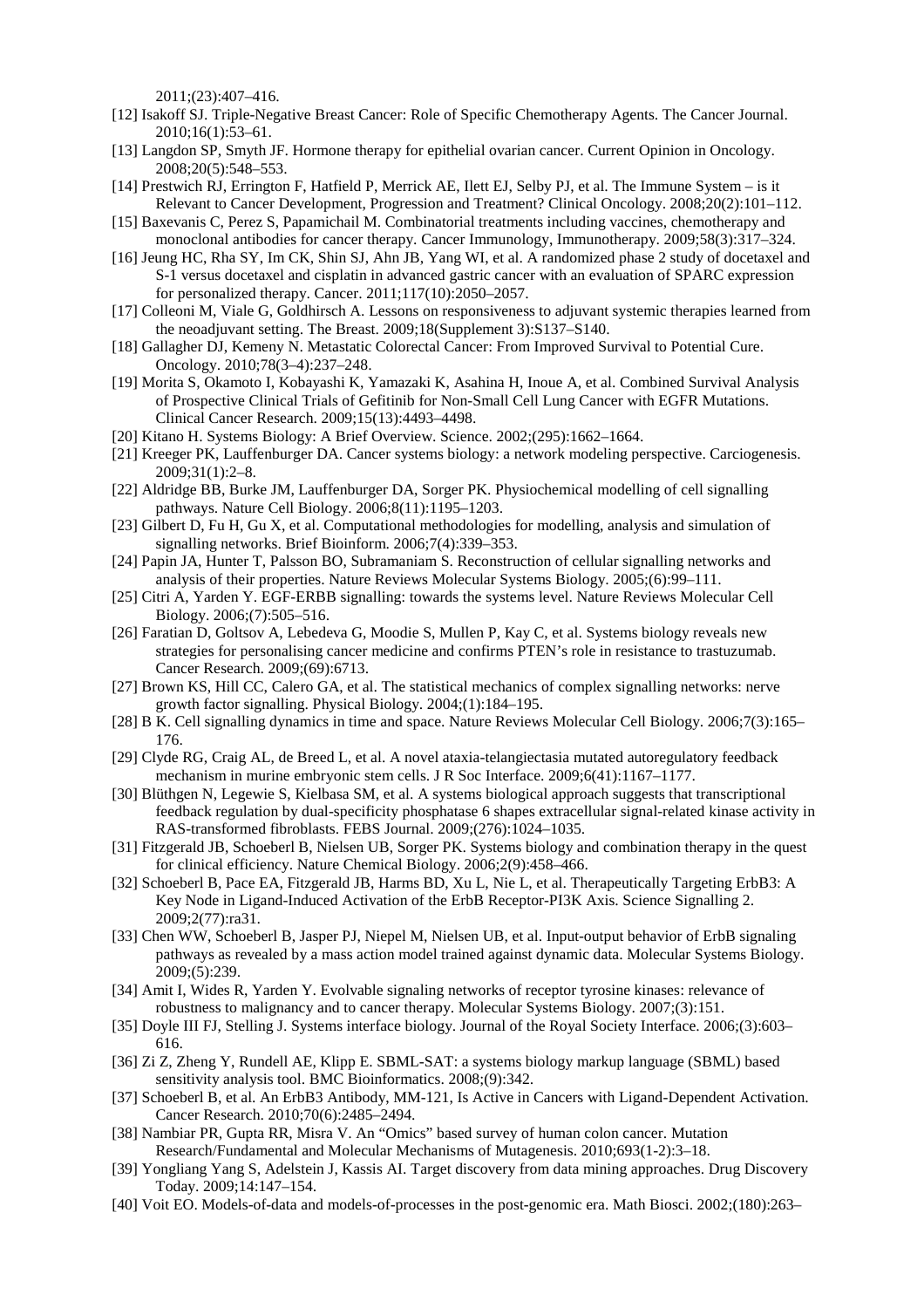2011;(23):407–416.

[12] Isakoff SJ. Triple-Negative Breast Cancer: Role of Specific Chemotherapy Agents. The Cancer Journal. 2010;16(1):53–61.

[13] Langdon SP, Smyth JF. Hormone therapy for epithelial ovarian cancer. Current Opinion in Oncology. 2008;20(5):548–553.

[14] Prestwich RJ, Errington F, Hatfield P, Merrick AE, Ilett EJ, Selby PJ, et al. The Immune System – is it Relevant to Cancer Development, Progression and Treatment? Clinical Oncology. 2008;20(2):101–112.

[15] Baxevanis C, Perez S, Papamichail M. Combinatorial treatments including vaccines, chemotherapy and monoclonal antibodies for cancer therapy. Cancer Immunology, Immunotherapy. 2009;58(3):317–324.

[16] Jeung HC, Rha SY, Im CK, Shin SJ, Ahn JB, Yang WI, et al. A randomized phase 2 study of docetaxel and S-1 versus docetaxel and cisplatin in advanced gastric cancer with an evaluation of SPARC expression for personalized therapy. Cancer. 2011;117(10):2050–2057.

[17] Colleoni M, Viale G, Goldhirsch A. Lessons on responsiveness to adjuvant systemic therapies learned from the neoadjuvant setting. The Breast. 2009;18(Supplement 3):S137–S140.

[18] Gallagher DJ, Kemeny N. Metastatic Colorectal Cancer: From Improved Survival to Potential Cure. Oncology. 2010;78(3–4):237–248.

[19] Morita S, Okamoto I, Kobayashi K, Yamazaki K, Asahina H, Inoue A, et al. Combined Survival Analysis of Prospective Clinical Trials of Gefitinib for Non-Small Cell Lung Cancer with EGFR Mutations. Clinical Cancer Research. 2009;15(13):4493–4498.

[20] Kitano H. Systems Biology: A Brief Overview. Science. 2002;(295):1662–1664.

[21] Kreeger PK, Lauffenburger DA. Cancer systems biology: a network modeling perspective. Carciogenesis. 2009;31(1):2–8.

[22] Aldridge BB, Burke JM, Lauffenburger DA, Sorger PK. Physiochemical modelling of cell signalling pathways. Nature Cell Biology. 2006;8(11):1195–1203.

[23] Gilbert D, Fu H, Gu X, et al. Computational methodologies for modelling, analysis and simulation of signalling networks. Brief Bioinform. 2006;7(4):339–353.

[24] Papin JA, Hunter T, Palsson BO, Subramaniam S. Reconstruction of cellular signalling networks and analysis of their properties. Nature Reviews Molecular Systems Biology. 2005;(6):99–111.

[25] Citri A, Yarden Y. EGF-ERBB signalling: towards the systems level. Nature Reviews Molecular Cell Biology. 2006;(7):505–516.

[26] Faratian D, Goltsov A, Lebedeva G, Moodie S, Mullen P, Kay C, et al. Systems biology reveals new strategies for personalising cancer medicine and confirms PTEN's role in resistance to trastuzumab. Cancer Research. 2009;(69):6713.

[27] Brown KS, Hill CC, Calero GA, et al. The statistical mechanics of complex signalling networks: nerve growth factor signalling. Physical Biology. 2004;(1):184–195.

[28] B K. Cell signalling dynamics in time and space. Nature Reviews Molecular Cell Biology. 2006;7(3):165–176.

[29] Clyde RG, Craig AL, de Breed L, et al. A novel ataxia-telangiectasia mutated autoregulatory feedback mechanism in murine embryonic stem cells. J R Soc Interface. 2009;6(41):1167–1177.

[30] Blüthgen N, Legewie S, Kielbasa SM, et al. A systems biological approach suggests that transcriptional feedback regulation by dual-specificity phosphatase 6 shapes extracellular signal-related kinase activity in RAS-transformed fibroblasts. FEBS Journal. 2009;(276):1024–1035.

[31] Fitzgerald JB, Schoeberl B, Nielsen UB, Sorger PK. Systems biology and combination therapy in the quest for clinical efficiency. Nature Chemical Biology. 2006;2(9):458–466.

[32] Schoeberl B, Pace EA, Fitzgerald JB, Harms BD, Xu L, Nie L, et al. Therapeutically Targeting ErbB3: A Key Node in Ligand-Induced Activation of the ErbB Receptor-PI3K Axis. Science Signalling 2. 2009;2(77):ra31.

[33] Chen WW, Schoeberl B, Jasper PJ, Niepel M, Nielsen UB, et al. Input-output behavior of ErbB signaling pathways as revealed by a mass action model trained against dynamic data. Molecular Systems Biology. 2009;(5):239.

[34] Amit I, Wides R, Yarden Y. Evolvable signaling networks of receptor tyrosine kinases: relevance of robustness to malignancy and to cancer therapy. Molecular Systems Biology. 2007;(3):151.

[35] Doyle III FJ, Stelling J. Systems interface biology. Journal of the Royal Society Interface. 2006;(3):603–616.

[36] Zi Z, Zheng Y, Rundell AE, Klipp E. SBML-SAT: a systems biology markup language (SBML) based sensitivity analysis tool. BMC Bioinformatics. 2008;(9):342.

[37] Schoeberl B, et al. An ErbB3 Antibody, MM-121, Is Active in Cancers with Ligand-Dependent Activation. Cancer Research. 2010;70(6):2485–2494.

[38] Nambiar PR, Gupta RR, Misra V. An "Omics" based survey of human colon cancer. Mutation Research/Fundamental and Molecular Mechanisms of Mutagenesis. 2010;693(1-2):3–18.

[39] Yongliang Yang S, Adelstein J, Kassis AI. Target discovery from data mining approaches. Drug Discovery Today. 2009;14:147–154.

[40] Voit EO. Models-of-data and models-of-processes in the post-genomic era. Math Biosci. 2002;(180):263–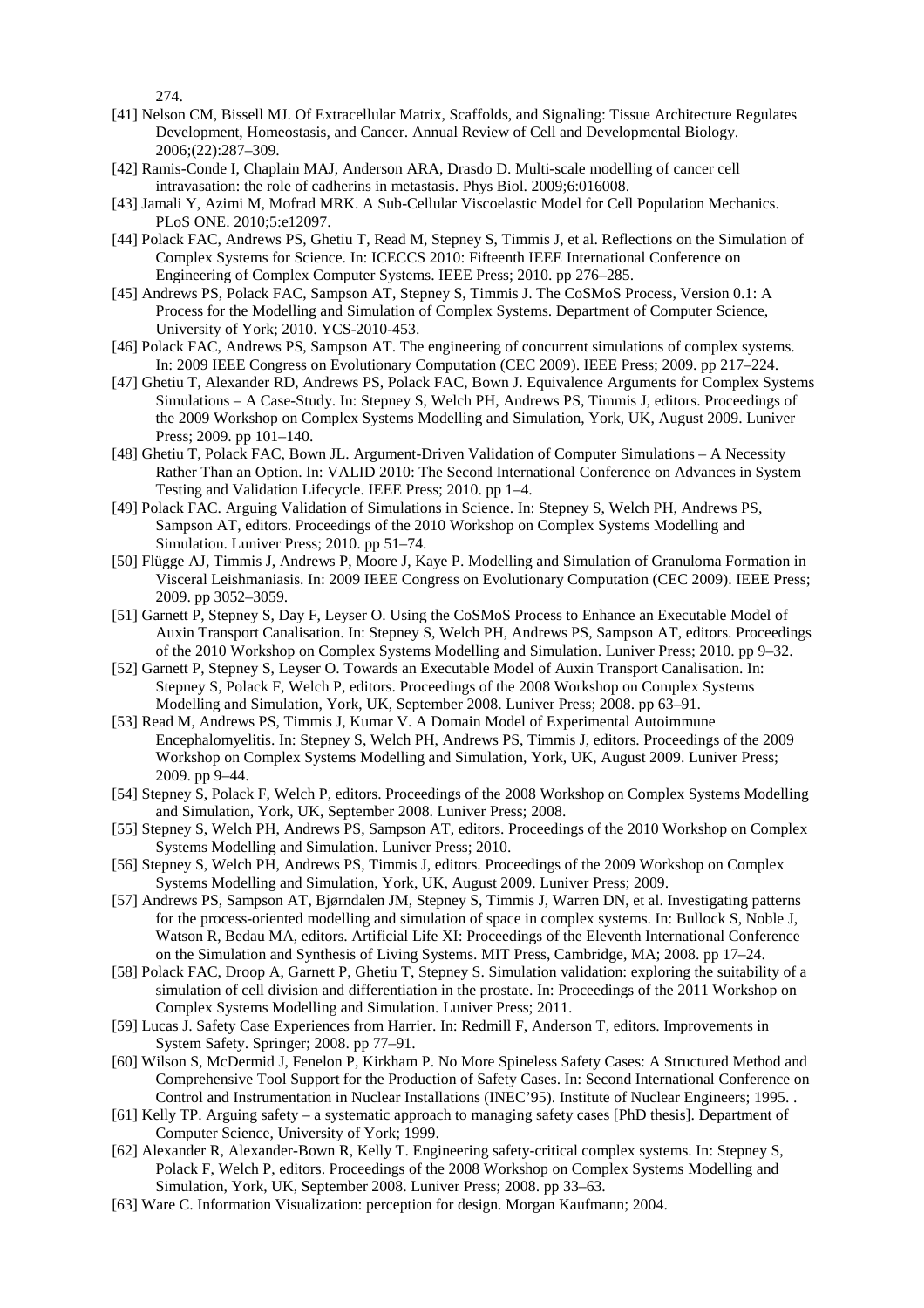274.

[41] Nelson CM, Bissell MJ. Of Extracellular Matrix, Scaffolds, and Signaling: Tissue Architecture Regulates Development, Homeostasis, and Cancer. Annual Review of Cell and Developmental Biology. 2006;(22):287–309.

[42] Ramis-Conde I, Chaplain MAJ, Anderson ARA, Drasdo D. Multi-scale modelling of cancer cell intravasation: the role of cadherins in metastasis. Phys Biol. 2009;6:016008.

[43] Jamali Y, Azimi M, Mofrad MRK. A Sub-Cellular Viscoelastic Model for Cell Population Mechanics. PLoS ONE. 2010;5:e12097.

[44] Polack FAC, Andrews PS, Ghetiu T, Read M, Stepney S, Timmis J, et al. Reflections on the Simulation of Complex Systems for Science. In: ICECCS 2010: Fifteenth IEEE International Conference on Engineering of Complex Computer Systems. IEEE Press; 2010. pp 276–285.

[45] Andrews PS, Polack FAC, Sampson AT, Stepney S, Timmis J. The CoSMoS Process, Version 0.1: A Process for the Modelling and Simulation of Complex Systems. Department of Computer Science, University of York; 2010. YCS-2010-453.

[46] Polack FAC, Andrews PS, Sampson AT. The engineering of concurrent simulations of complex systems. In: 2009 IEEE Congress on Evolutionary Computation (CEC 2009). IEEE Press; 2009. pp 217–224.

[47] Ghetiu T, Alexander RD, Andrews PS, Polack FAC, Bown J. Equivalence Arguments for Complex Systems Simulations – A Case-Study. In: Stepney S, Welch PH, Andrews PS, Timmis J, editors. Proceedings of the 2009 Workshop on Complex Systems Modelling and Simulation, York, UK, August 2009. Luniver Press; 2009. pp 101–140.

[48] Ghetiu T, Polack FAC, Bown JL. Argument-Driven Validation of Computer Simulations – A Necessity Rather Than an Option. In: VALID 2010: The Second International Conference on Advances in System Testing and Validation Lifecycle. IEEE Press; 2010. pp 1–4.

[49] Polack FAC. Arguing Validation of Simulations in Science. In: Stepney S, Welch PH, Andrews PS, Sampson AT, editors. Proceedings of the 2010 Workshop on Complex Systems Modelling and Simulation. Luniver Press; 2010. pp 51–74.

[50] Flügge AJ, Timmis J, Andrews P, Moore J, Kaye P. Modelling and Simulation of Granuloma Formation in Visceral Leishmaniasis. In: 2009 IEEE Congress on Evolutionary Computation (CEC 2009). IEEE Press; 2009. pp 3052–3059.

[51] Garnett P, Stepney S, Day F, Leyser O. Using the CoSMoS Process to Enhance an Executable Model of Auxin Transport Canalisation. In: Stepney S, Welch PH, Andrews PS, Sampson AT, editors. Proceedings of the 2010 Workshop on Complex Systems Modelling and Simulation. Luniver Press; 2010. pp 9–32.

[52] Garnett P, Stepney S, Leyser O. Towards an Executable Model of Auxin Transport Canalisation. In: Stepney S, Polack F, Welch P, editors. Proceedings of the 2008 Workshop on Complex Systems Modelling and Simulation, York, UK, September 2008. Luniver Press; 2008. pp 63–91.

[53] Read M, Andrews PS, Timmis J, Kumar V. A Domain Model of Experimental Autoimmune Encephalomyelitis. In: Stepney S, Welch PH, Andrews PS, Timmis J, editors. Proceedings of the 2009 Workshop on Complex Systems Modelling and Simulation, York, UK, August 2009. Luniver Press; 2009. pp 9–44.

[54] Stepney S, Polack F, Welch P, editors. Proceedings of the 2008 Workshop on Complex Systems Modelling and Simulation, York, UK, September 2008. Luniver Press; 2008.

[55] Stepney S, Welch PH, Andrews PS, Sampson AT, editors. Proceedings of the 2010 Workshop on Complex Systems Modelling and Simulation. Luniver Press; 2010.

[56] Stepney S, Welch PH, Andrews PS, Timmis J, editors. Proceedings of the 2009 Workshop on Complex Systems Modelling and Simulation, York, UK, August 2009. Luniver Press; 2009.

[57] Andrews PS, Sampson AT, Bjørndalen JM, Stepney S, Timmis J, Warren DN, et al. Investigating patterns for the process-oriented modelling and simulation of space in complex systems. In: Bullock S, Noble J, Watson R, Bedau MA, editors. Artificial Life XI: Proceedings of the Eleventh International Conference on the Simulation and Synthesis of Living Systems. MIT Press, Cambridge, MA; 2008. pp 17–24.

[58] Polack FAC, Droop A, Garnett P, Ghetiu T, Stepney S. Simulation validation: exploring the suitability of a simulation of cell division and differentiation in the prostate. In: Proceedings of the 2011 Workshop on Complex Systems Modelling and Simulation. Luniver Press; 2011.

[59] Lucas J. Safety Case Experiences from Harrier. In: Redmill F, Anderson T, editors. Improvements in System Safety. Springer; 2008. pp 77–91.

[60] Wilson S, McDermid J, Fenelon P, Kirkham P. No More Spineless Safety Cases: A Structured Method and Comprehensive Tool Support for the Production of Safety Cases. In: Second International Conference on Control and Instrumentation in Nuclear Installations (INEC'95). Institute of Nuclear Engineers; 1995. .

[61] Kelly TP. Arguing safety – a systematic approach to managing safety cases [PhD thesis]. Department of Computer Science, University of York; 1999.

[62] Alexander R, Alexander-Bown R, Kelly T. Engineering safety-critical complex systems. In: Stepney S, Polack F, Welch P, editors. Proceedings of the 2008 Workshop on Complex Systems Modelling and Simulation, York, UK, September 2008. Luniver Press; 2008. pp 33–63.

[63] Ware C. Information Visualization: perception for design. Morgan Kaufmann; 2004.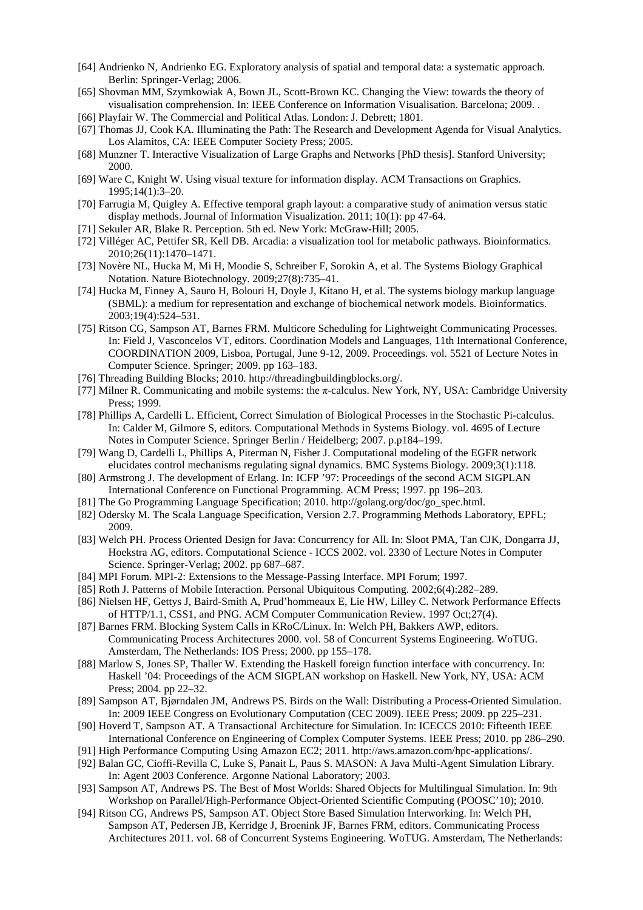[64] Andrienko N, Andrienko EG. Exploratory analysis of spatial and temporal data: a systematic approach. Berlin: Springer-Verlag; 2006.

[65] Shovman MM, Szymkowiak A, Bown JL, Scott-Brown KC. Changing the View: towards the theory of visualisation comprehension. In: IEEE Conference on Information Visualisation. Barcelona; 2009. .

[66] Playfair W. The Commercial and Political Atlas. London: J. Debrett; 1801.

[67] Thomas JJ, Cook KA. Illuminating the Path: The Research and Development Agenda for Visual Analytics. Los Alamitos, CA: IEEE Computer Society Press; 2005.

[68] Munzner T. Interactive Visualization of Large Graphs and Networks [PhD thesis]. Stanford University; 2000.

[69] Ware C, Knight W. Using visual texture for information display. ACM Transactions on Graphics. 1995;14(1):3–20.

[70] Farrugia M, Quigley A. Effective temporal graph layout: a comparative study of animation versus static display methods. Journal of Information Visualization. 2011; 10(1): pp 47-64.

[71] Sekuler AR, Blake R. Perception. 5th ed. New York: McGraw-Hill; 2005.

[72] Villéger AC, Pettifer SR, Kell DB. Arcadia: a visualization tool for metabolic pathways. Bioinformatics. 2010;26(11):1470–1471.

[73] Novère NL, Hucka M, Mi H, Moodie S, Schreiber F, Sorokin A, et al. The Systems Biology Graphical Notation. Nature Biotechnology. 2009;27(8):735–41.

[74] Hucka M, Finney A, Sauro H, Bolouri H, Doyle J, Kitano H, et al. The systems biology markup language (SBML): a medium for representation and exchange of biochemical network models. Bioinformatics. 2003;19(4):524–531.

[75] Ritson CG, Sampson AT, Barnes FRM. Multicore Scheduling for Lightweight Communicating Processes. In: Field J, Vasconcelos VT, editors. Coordination Models and Languages, 11th International Conference, COORDINATION 2009, Lisboa, Portugal, June 9-12, 2009. Proceedings. vol. 5521 of Lecture Notes in Computer Science. Springer; 2009. pp 163–183.

[76] Threading Building Blocks; 2010. http://threadingbuildingblocks.org/.

[77] Milner R. Communicating and mobile systems: the π-calculus. New York, NY, USA: Cambridge University Press; 1999.

[78] Phillips A, Cardelli L. Efficient, Correct Simulation of Biological Processes in the Stochastic Pi-calculus. In: Calder M, Gilmore S, editors. Computational Methods in Systems Biology. vol. 4695 of Lecture Notes in Computer Science. Springer Berlin / Heidelberg; 2007. p.p184–199.

[79] Wang D, Cardelli L, Phillips A, Piterman N, Fisher J. Computational modeling of the EGFR network elucidates control mechanisms regulating signal dynamics. BMC Systems Biology. 2009;3(1):118.

[80] Armstrong J. The development of Erlang. In: ICFP '97: Proceedings of the second ACM SIGPLAN International Conference on Functional Programming. ACM Press; 1997. pp 196–203.

[81] The Go Programming Language Specification; 2010. http://golang.org/doc/go_spec.html.

[82] Odersky M. The Scala Language Specification, Version 2.7. Programming Methods Laboratory, EPFL; 2009.

[83] Welch PH. Process Oriented Design for Java: Concurrency for All. In: Sloot PMA, Tan CJK, Dongarra JJ, Hoekstra AG, editors. Computational Science - ICCS 2002. vol. 2330 of Lecture Notes in Computer Science. Springer-Verlag; 2002. pp 687–687.

[84] MPI Forum. MPI-2: Extensions to the Message-Passing Interface. MPI Forum; 1997.

[85] Roth J. Patterns of Mobile Interaction. Personal Ubiquitous Computing. 2002;6(4):282–289.

[86] Nielsen HF, Gettys J, Baird-Smith A, Prud'hommeaux E, Lie HW, Lilley C. Network Performance Effects of HTTP/1.1, CSS1, and PNG. ACM Computer Communication Review. 1997 Oct;27(4).

[87] Barnes FRM. Blocking System Calls in KRoC/Linux. In: Welch PH, Bakkers AWP, editors. Communicating Process Architectures 2000. vol. 58 of Concurrent Systems Engineering. WoTUG. Amsterdam, The Netherlands: IOS Press; 2000. pp 155–178.

[88] Marlow S, Jones SP, Thaller W. Extending the Haskell foreign function interface with concurrency. In: Haskell '04: Proceedings of the ACM SIGPLAN workshop on Haskell. New York, NY, USA: ACM Press; 2004. pp 22–32.

[89] Sampson AT, Bjørndalen JM, Andrews PS. Birds on the Wall: Distributing a Process-Oriented Simulation. In: 2009 IEEE Congress on Evolutionary Computation (CEC 2009). IEEE Press; 2009. pp 225–231.

[90] Hoverd T, Sampson AT. A Transactional Architecture for Simulation. In: ICECCS 2010: Fifteenth IEEE International Conference on Engineering of Complex Computer Systems. IEEE Press; 2010. pp 286–290.

[91] High Performance Computing Using Amazon EC2; 2011. http://aws.amazon.com/hpc-applications/.

[92] Balan GC, Cioffi-Revilla C, Luke S, Panait L, Paus S. MASON: A Java Multi-Agent Simulation Library. In: Agent 2003 Conference. Argonne National Laboratory; 2003.

[93] Sampson AT, Andrews PS. The Best of Most Worlds: Shared Objects for Multilingual Simulation. In: 9th Workshop on Parallel/High-Performance Object-Oriented Scientific Computing (POOSC'10); 2010.

[94] Ritson CG, Andrews PS, Sampson AT. Object Store Based Simulation Interworking. In: Welch PH, Sampson AT, Pedersen JB, Kerridge J, Broenink JF, Barnes FRM, editors. Communicating Process Architectures 2011. vol. 68 of Concurrent Systems Engineering. WoTUG. Amsterdam, The Netherlands: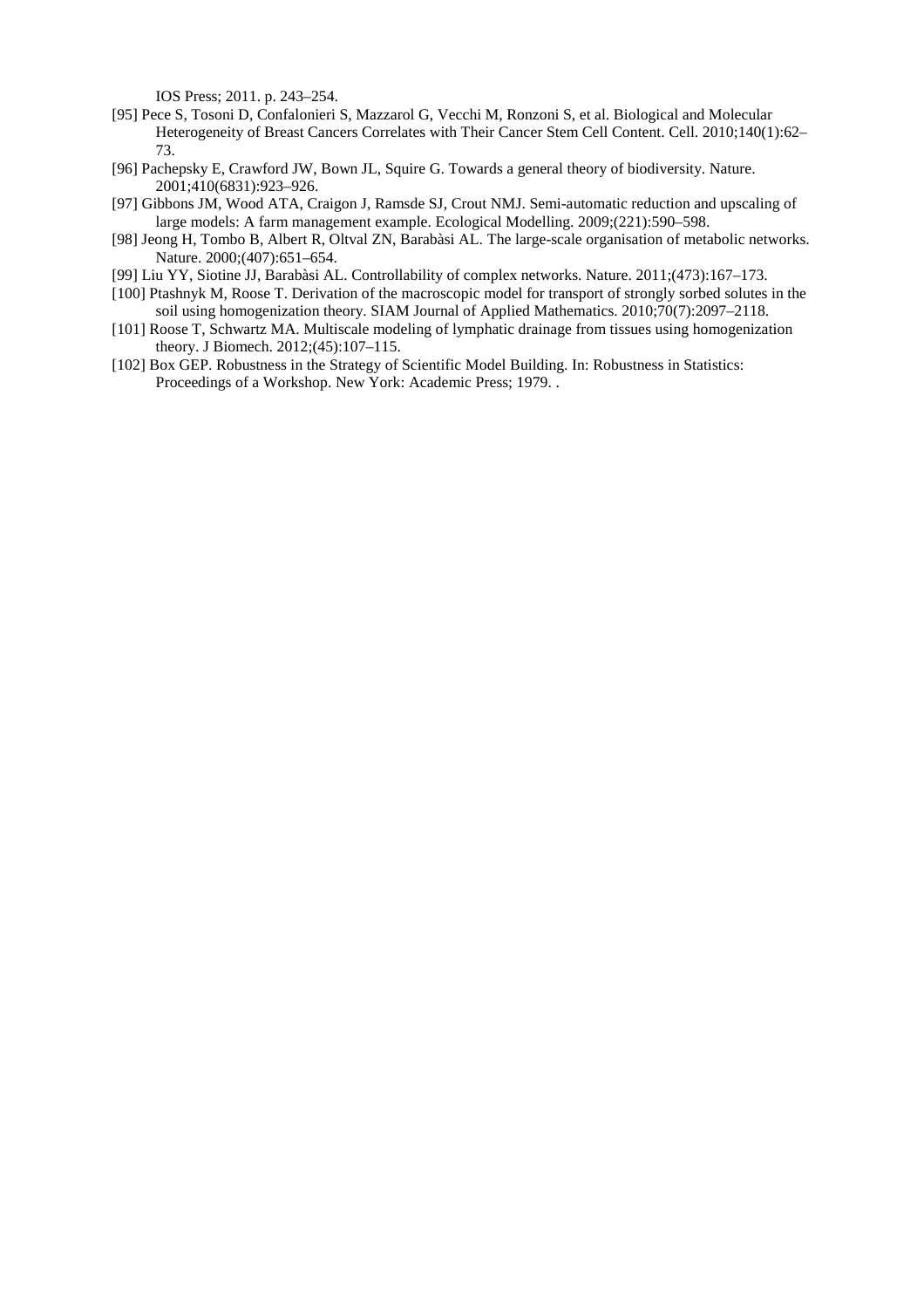IOS Press; 2011. p. 243–254.

[95] Pece S, Tosoni D, Confalonieri S, Mazzarol G, Vecchi M, Ronzoni S, et al. Biological and Molecular Heterogeneity of Breast Cancers Correlates with Their Cancer Stem Cell Content. Cell. 2010;140(1):62–73.

[96] Pachepsky E, Crawford JW, Bown JL, Squire G. Towards a general theory of biodiversity. Nature. 2001;410(6831):923–926.

[97] Gibbons JM, Wood ATA, Craigon J, Ramsde SJ, Crout NMJ. Semi-automatic reduction and upscaling of large models: A farm management example. Ecological Modelling. 2009;(221):590–598.

[98] Jeong H, Tombo B, Albert R, Oltval ZN, Barabàsi AL. The large-scale organisation of metabolic networks. Nature. 2000;(407):651–654.

[99] Liu YY, Siotine JJ, Barabàsi AL. Controllability of complex networks. Nature. 2011;(473):167–173.

[100] Ptashnyk M, Roose T. Derivation of the macroscopic model for transport of strongly sorbed solutes in the soil using homogenization theory. SIAM Journal of Applied Mathematics. 2010;70(7):2097–2118.

[101] Roose T, Schwartz MA. Multiscale modeling of lymphatic drainage from tissues using homogenization theory. J Biomech. 2012;(45):107–115.

[102] Box GEP. Robustness in the Strategy of Scientific Model Building. In: Robustness in Statistics: Proceedings of a Workshop. New York: Academic Press; 1979. .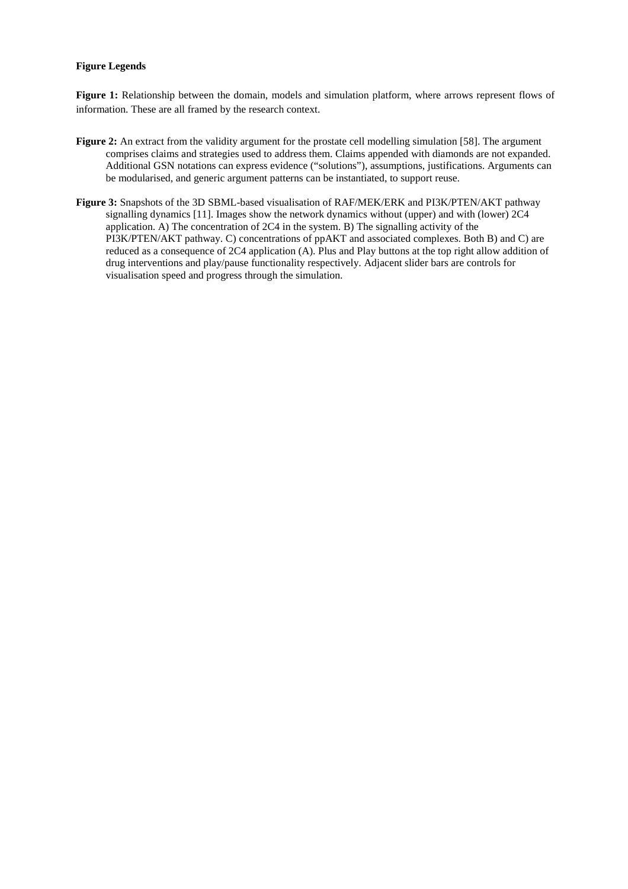**Figure Legends**

**Figure 1:** Relationship between the domain, models and simulation platform, where arrows represent flows of information. These are all framed by the research context.

**Figure 2:** An extract from the validity argument for the prostate cell modelling simulation [58]. The argument comprises claims and strategies used to address them. Claims appended with diamonds are not expanded. Additional GSN notations can express evidence ("solutions"), assumptions, justifications. Arguments can be modularised, and generic argument patterns can be instantiated, to support reuse.

**Figure 3:** Snapshots of the 3D SBML-based visualisation of RAF/MEK/ERK and PI3K/PTEN/AKT pathway signalling dynamics [11]. Images show the network dynamics without (upper) and with (lower) 2C4 application. A) The concentration of 2C4 in the system. B) The signalling activity of the PI3K/PTEN/AKT pathway. C) concentrations of ppAKT and associated complexes. Both B) and C) are reduced as a consequence of 2C4 application (A). Plus and Play buttons at the top right allow addition of drug interventions and play/pause functionality respectively. Adjacent slider bars are controls for visualisation speed and progress through the simulation.